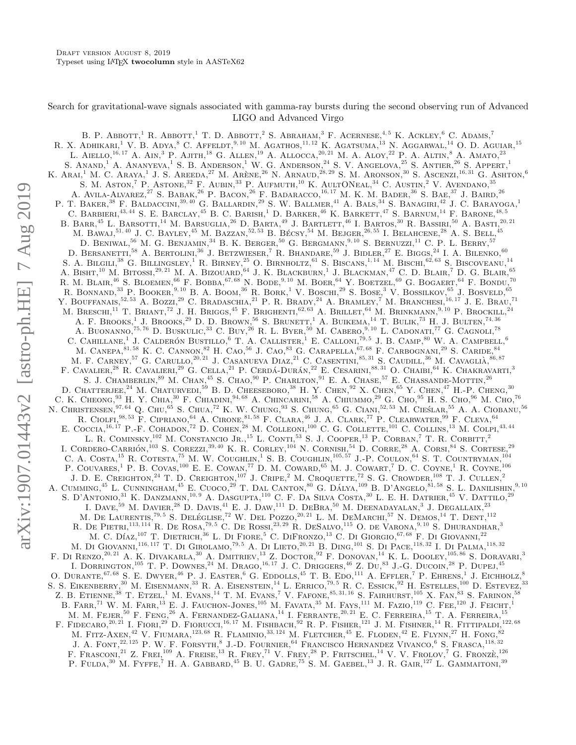Draft version August 8, 2019

Typeset using LaTeX twocolumn style in AASTeX62

# Search for gravitational-wave signals associated with gamma-ray bursts during the second observing run of Advanced LIGO and Advanced Virgo

B. P. Abbott,[1] R. Abbott,[1] T. D. Abbott,[2] S. Abraham,[3] F. Acernese,[4,5] K. Ackley,[6] C. Adams,[7] R. X. Adhikari,[1] V. B. Adya,[8] C. Affeldt,[9,10] M. Agathos,[11,12] K. Agatsuma,[13] N. Aggarwal,[14] O. D. Aguiar,[15] L. Aiello,[16,17] A. Ain,[3] P. Ajith,[18] G. Allen,[19] A. Allocca,[20,21] M. A. Aloy,[22] P. A. Altin,[8] A. Amato,[23] S. Anand,[1] A. Ananyeva,[1] S. B. Anderson,[1] W. G. Anderson,[24] S. V. Angelova,[25] S. Antier,[26] S. Appert,[1] K. Arai,[1] M. C. Araya,[1] J. S. Areeda,[27] M. Arène,[26] N. Arnaud,[28,29] S. M. Aronson,[30] S. Ascenzi,[16,31] G. Ashton,[6] S. M. Aston,[7] P. Astone,[32] F. Aubin,[33] P. Aufmuth,[10] K. AultONeal,[34] C. Austin,[2] V. Avendano,[35] A. Avila-Alvarez,[27] S. Babak,[26] P. Bacon,[26] F. Badaracco,[16,17] M. K. M. Bader,[36] S. Bae,[37] J. Baird,[26] P. T. Baker,[38] F. Baldaccini,[39,40] G. Ballardin,[29] S. W. Ballmer,[41] A. Bals,[34] S. Banagiri,[42] J. C. Barayoga,[1] C. Barbieri,[43,44] S. E. Barclay,[45] B. C. Barish,[1] D. Barker,[46] K. Barkett,[47] S. Barnum,[14] F. Barone,[48,5] B. Barr,[45] L. Barsotti,[14] M. Barsuglia,[26] D. Barta,[49] J. Bartlett,[46] I. Bartos,[30] R. Bassiri,[50] A. Basti,[20,21] M. Bawaj,[51,40] J. C. Bayley,[45] M. Bazzan,[52,53] B. Bécsy,[54] M. Bejger,[26,55] I. Belahcene,[28] A. S. Bell,[45] D. Beniwal,[56] M. G. Benjamin,[34] B. K. Berger,[50] G. Bergmann,[9,10] S. Bernuzzi,[11] C. P. L. Berry,[57] D. Bersanetti,[58] A. Bertolini,[36] J. Betzwieser,[7] R. Bhandare,[59] J. Bidler,[27] E. Biggs,[24] I. A. Bilenko,[60] S. A. Bilgili,[38] G. Billingsley,[1] R. Birney,[25] O. Birnholtz,[61] S. Biscans,[1,14] M. Bischi,[62,63] S. Biscoveanu,[14] A. Bisht,[10] M. Bitossi,[29,21] M. A. Bizouard,[64] J. K. Blackburn,[1] J. Blackman,[47] C. D. Blair,[7] D. G. Blair,[65] R. M. Blair,[46] S. Bloemen,[66] F. Bobba,[67,68] N. Bode,[9,10] M. Boer,[64] Y. Boetzel,[69] G. Bogaert,[64] F. Bondu,[70] R. Bonnand,[33] P. Booker,[9,10] B. A. Boom,[36] R. Bork,[1] V. Boschi,[29] S. Bose,[3] V. Bossilkov,[65] J. Bosveld,[65] Y. Bouffanais,[52,53] A. Bozzi,[29] C. Bradaschia,[21] P. R. Brady,[24] A. Bramley,[7] M. Branchesi,[16,17] J. E. Brau,[71] M. Breschi,[11] T. Briant,[72] J. H. Briggs,[45] F. Brighenti,[62,63] A. Brillet,[64] M. Brinkmann,[9,10] P. Brockill,[24] A. F. Brooks,[1] J. Brooks,[29] D. D. Brown,[56] S. Brunett,[1] A. Buikema,[14] T. Bulik,[73] H. J. Bulten,[74,36] A. Buonanno,[75,76] D. Buskulic,[33] C. Buy,[26] R. L. Byer,[50] M. Cabero,[9,10] L. Cadonati,[77] G. Cagnoli,[78] C. Cahillane,[1] J. Calderón Bustillo,[6] T. A. Callister,[1] E. Calloni,[79,5] J. B. Camp,[80] W. A. Campbell,[6] M. Canepa,[81,58] K. C. Cannon,[82] H. Cao,[56] J. Cao,[83] G. Carapella,[67,68] F. Carbognani,[29] S. Caride,[84] M. F. Carney,[57] G. Carullo,[20,21] J. Casanueva Diaz,[21] C. Casentini,[85,31] S. Caudill,[36] M. Cavaglià,[86,87] F. Cavalier,[28] R. Cavalieri,[29] G. Cella,[21] P. Cerdá-Durán,[22] E. Cesarini,[88,31] O. Chaibi,[64] K. Chakravarti,[3] S. J. Chamberlin,[89] M. Chan,[45] S. Chao,[90] P. Charlton,[91] E. A. Chase,[57] E. Chassande-Mottin,[26] D. Chatterjee,[24] M. Chaturvedi,[59] B. D. Cheeseboro,[38] H. Y. Chen,[92] X. Chen,[65] Y. Chen,[47] H.-P. Cheng,[30] C. K. Cheong,[93] H. Y. Chia,[30] F. Chiadini,[94,68] A. Chincarini,[58] A. Chiummo,[29] G. Cho,[95] H. S. Cho,[96] M. Cho,[76] N. Christensen,[97,64] Q. Chu,[65] S. Chua,[72] K. W. Chung,[93] S. Chung,[65] G. Ciani,[52,53] M. Cieślar,[55] A. A. Ciobanu,[56] R. Ciolfi,[98,53] F. Cipriano,[64] A. Cirone,[81,58] F. Clara,[46] J. A. Clark,[77] P. Clearwater,[99] F. Cleva,[64] E. Coccia,[16,17] P.-F. Cohadon,[72] D. Cohen,[28] M. Colleoni,[100] C. G. Collette,[101] C. Collins,[13] M. Colpi,[43,44] L. R. Cominsky,[102] M. Constancio Jr.,[15] L. Conti,[53] S. J. Cooper,[13] P. Corban,[7] T. R. Corbitt,[2] I. Cordero-Carrión,[103] S. Corezzi,[39,40] K. R. Corley,[104] N. Cornish,[54] D. Corre,[28] A. Corsi,[84] S. Cortese,[29] C. A. Costa,[15] R. Cotesta,[75] M. W. Coughlin,[1] S. B. Coughlin,[105,57] J.-P. Coulon,[64] S. T. Countryman,[104] P. Couvares,[1] P. B. Covas,[100] E. E. Cowan,[77] D. M. Coward,[65] M. J. Cowart,[7] D. C. Coyne,[1] R. Coyne,[106] J. D. E. Creighton,[24] T. D. Creighton,[107] J. Cripe,[2] M. Croquette,[72] S. G. Crowder,[108] T. J. Cullen,[2] A. Cumming,[45] L. Cunningham,[45] E. Cuoco,[29] T. Dal Canton,[80] G. Dálya,[109] B. D'Angelo,[81,58] S. L. Danilishin,[9,10] S. D'Antonio,[31] K. Danzmann,[10,9] A. Dasgupta,[110] C. F. Da Silva Costa,[30] L. E. H. Datrier,[45] V. Dattilo,[29] I. Dave,[59] M. Davier,[28] D. Davis,[41] E. J. Daw,[111] D. DeBra,[50] M. Deenadayalan,[3] J. Degallaix,[23] M. De Laurentis,[79,5] S. Deléglise,[72] W. Del Pozzo,[20,21] L. M. DeMarchi,[57] N. Demos,[14] T. Dent,[112] R. De Pietri,[113,114] R. De Rosa,[79,5] C. De Rossi,[23,29] R. DeSalvo,[115] O. de Varona,[9,10] S. Dhurandhar,[3] M. C. Díaz,[107] T. Dietrich,[36] L. Di Fiore,[5] C. DiFronzo,[13] C. Di Giorgio,[67,68] F. Di Giovanni,[22] M. Di Giovanni,[116,117] T. Di Girolamo,[79,5] A. Di Lieto,[20,21] B. Ding,[101] S. Di Pace,[118,32] I. Di Palma,[118,32] F. Di Renzo,[20,21] A. K. Divakarla,[30] A. Dmitriev,[13] Z. Doctor,[92] F. Donovan,[14] K. L. Dooley,[105,86] S. Doravari,[3] I. Dorrington,[105] T. P. Downes,[24] M. Drago,[16,17] J. C. Driggers,[46] Z. Du,[83] J.-G. Ducoin,[28] P. Dupej,[45] O. Durante,[67,68] S. E. Dwyer,[46] P. J. Easter,[6] G. Eddolls,[45] T. B. Edo,[111] A. Effler,[7] P. Ehrens,[1] J. Eichholz,[8] S. S. Eikenberry,[30] M. Eisenmann,[33] R. A. Eisenstein,[14] L. Errico,[79,5] R. C. Essick,[92] H. Estelles,[100] D. Estevez,[33] Z. B. Etienne,[38] T. Etzel,[1] M. Evans,[14] T. M. Evans,[7] V. Fafone,[85,31,16] S. Fairhurst,[105] X. Fan,[83] S. Farinon,[58] B. Farr,[71] W. M. Farr,[13] E. J. Fauchon-Jones,[105] M. Favata,[35] M. Fays,[111] M. Fazio,[119] C. Fee,[120] J. Feicht,[1] M. M. Fejer,[50] F. Feng,[26] A. Fernandez-Galiana,[14] I. Ferrante,[20,21] E. C. Ferreira,[15] T. A. Ferreira,[15] F. Fidecaro,[20,21] I. Fiori,[29] D. Fiorucci,[16,17] M. Fishbach,[92] R. P. Fisher,[121] J. M. Fishner,[14] R. Fittipaldi,[122,68] M. Fitz-Axen,[42] V. Fiumara,[123,68] R. Flaminio,[33,124] M. Fletcher,[45] E. Floden,[42] E. Flynn,[27] H. Fong,[82] J. A. Font,[22,125] P. W. F. Forsyth,[8] J.-D. Fournier,[64] Francisco Hernandez Vivanco,[6] S. Frasca,[118,32] F. Frasconi,[21] Z. Frei,[109] A. Freise,[13] R. Frey,[71] V. Frey,[28] P. Fritschel,[14] V. V. Frolov,[7] G. Fronzè,[126] P. Fulda,[30] M. Fyffe,[7] H. A. Gabbard,[45] B. U. Gadre,[75] S. M. Gaebel,[13] J. R. Gair,[127] L. Gammaitoni,[39]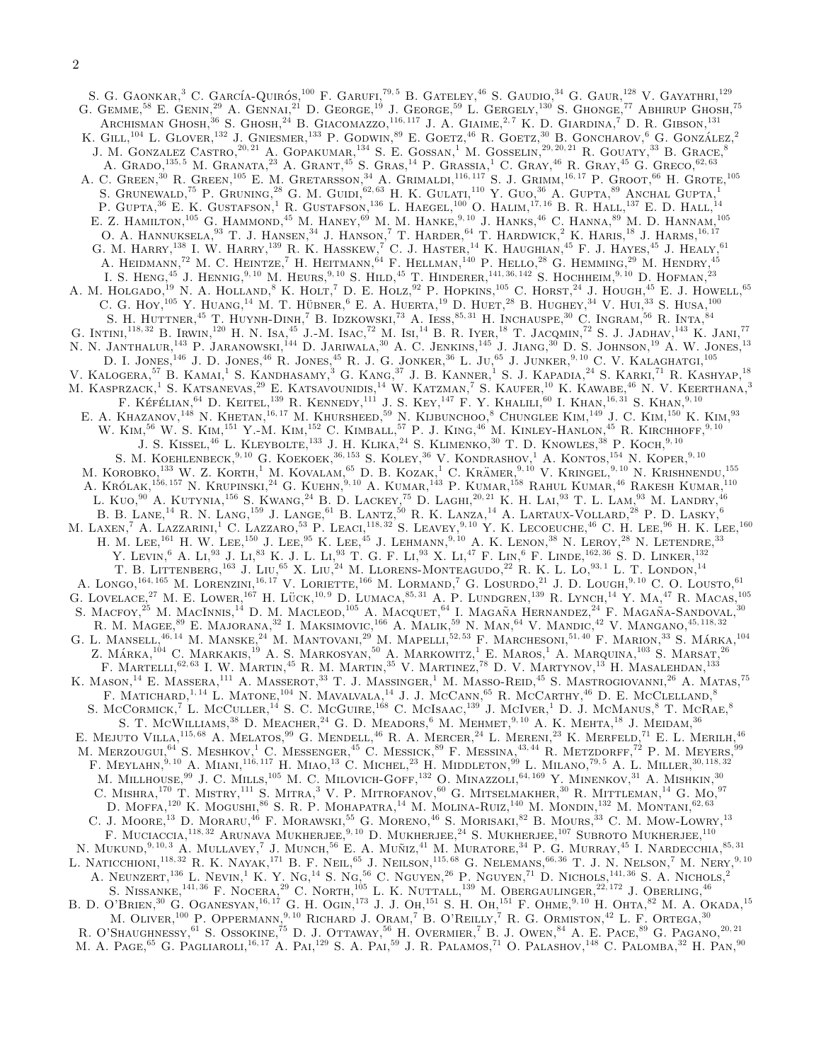S. G. Gaonkar,[3] C. García-Quirós,[100] F. Garufi,[79,5] B. Gateley,[46] S. Gaudio,[34] G. Gaur,[128] V. Gayathri,[129] G. Gemme,[58] E. Genin,[29] A. Gennai,[21] D. George,[19] J. George,[59] L. Gergely,[130] S. Ghonge,[77] Abhirup Ghosh,[75] Archisman Ghosh,[36] S. Ghosh,[24] B. Giacomazzo,[116,117] J. A. Giaime,[2,7] K. D. Giardina,[7] D. R. Gibson,[131] K. Gill,[104] L. Glover,[132] J. Gniesmer,[133] P. Godwin,[89] E. Goetz,[46] R. Goetz,[30] B. Goncharov,[6] G. González,[2] J. M. Gonzalez Castro,[20,21] A. Gopakumar,[134] S. E. Gossan,[1] M. Gosselin,[29,20,21] R. Gouaty,[33] B. Grace,[8] A. Grado,[135,5] M. Granata,[23] A. Grant,[45] S. Gras,[14] P. Grassia,[1] C. Gray,[46] R. Gray,[45] G. Greco,[62,63] A. C. Green,[30] R. Green,[105] E. M. Gretarsson,[34] A. Grimaldi,[116,117] S. J. Grimm,[16,17] P. Groot,[66] H. Grote,[105] S. Grunewald,[75] P. Gruning,[28] G. M. Guidi,[62,63] H. K. Gulati,[110] Y. Guo,[36] A. Gupta,[89] Anchal Gupta,[1] P. Gupta,[36] E. K. Gustafson,[1] R. Gustafson,[136] L. Haegel,[100] O. Halim,[17,16] B. R. Hall,[137] E. D. Hall,[14] E. Z. Hamilton,[105] G. Hammond,[45] M. Haney,[69] M. M. Hanke,[9,10] J. Hanks,[46] C. Hanna,[89] M. D. Hannam,[105] O. A. Hannuksela,[93] T. J. Hansen,[34] J. Hanson,[7] T. Harder,[64] T. Hardwick,[2] K. Haris,[18] J. Harms,[16,17] G. M. Harry,[138] I. W. Harry,[139] R. K. Hasskew,[7] C. J. Haster,[14] K. Haughian,[45] F. J. Hayes,[45] J. Healy,[61] A. Heidmann,[72] M. C. Heintze,[7] H. Heitmann,[64] F. Hellman,[140] P. Hello,[28] G. Hemming,[29] M. Hendry,[45] I. S. Heng,[45] J. Hennig,[9,10] M. Heurs,[9,10] S. Hild,[45] T. Hinderer,[141,36,142] S. Hochheim,[9,10] D. Hofman,[23] A. M. Holgado,[19] N. A. Holland,[8] K. Holt,[7] D. E. Holz,[92] P. Hopkins,[105] C. Horst,[24] J. Hough,[45] E. J. Howell,[65] C. G. Hoy,[105] Y. Huang,[14] M. T. Hübner,[6] E. A. Huerta,[19] D. Huet,[28] B. Hughey,[34] V. Hui,[33] S. Husa,[100] S. H. Huttner,[45] T. Huynh-Dinh,[7] B. Idzkowski,[73] A. Iess,[85,31] H. Inchauspe,[30] C. Ingram,[56] R. Inta,[84] G. Intini,[118,32] B. Irwin,[120] H. N. Isa,[45] J.-M. Isac,[72] M. Isi,[14] B. R. Iyer,[18] T. Jacqmin,[72] S. J. Jadhav,[143] K. Jani,[77] N. N. Janthalur,[143] P. Jaranowski,[144] D. Jariwala,[30] A. C. Jenkins,[145] J. Jiang,[30] D. S. Johnson,[19] A. W. Jones,[13] D. I. Jones,[146] J. D. Jones,[46] R. Jones,[45] R. J. G. Jonker,[36] L. Ju,[65] J. Junker,[9,10] C. V. Kalaghatgi,[105] V. Kalogera,[57] B. Kamai,[1] S. Kandhasamy,[3] G. Kang,[37] J. B. Kanner,[1] S. J. Kapadia,[24] S. Karki,[71] R. Kashyap,[18] M. Kasprzack,[1] S. Katsanevas,[29] E. Katsavounidis,[14] W. Katzman,[7] S. Kaufer,[10] K. Kawabe,[46] N. V. Keerthana,[3] F. Kéfélian,[64] D. Keitel,[139] R. Kennedy,[111] J. S. Key,[147] F. Y. Khalili,[60] I. Khan,[16,31] S. Khan,[9,10] E. A. Khazanov,[148] N. Khetan,[16,17] M. Khursheed,[59] N. Kijbunchoo,[8] Chunglee Kim,[149] J. C. Kim,[150] K. Kim,[93] W. Kim,[56] W. S. Kim,[151] Y.-M. Kim,[152] C. Kimball,[57] P. J. King,[46] M. Kinley-Hanlon,[45] R. Kirchhoff,[9,10] J. S. Kissel,[46] L. Kleybolte,[133] J. H. Klika,[24] S. Klimenko,[30] T. D. Knowles,[38] P. Koch,[9,10] S. M. Koehlenbeck,[9,10] G. Koekoek,[36,153] S. Koley,[36] V. Kondrashov,[1] A. Kontos,[154] N. Koper,[9,10] M. Korobko,[133] W. Z. Korth,[1] M. Kovalam,[65] D. B. Kozak,[1] C. Krämer,[9,10] V. Kringel,[9,10] N. Krishnendu,[155] A. Królak,[156,157] N. Krupinski,[24] G. Kuehn,[9,10] A. Kumar,[143] P. Kumar,[158] Rahul Kumar,[46] Rakesh Kumar,[110] L. Kuo,[90] A. Kutynia,[156] S. Kwang,[24] B. D. Lackey,[75] D. Laghi,[20,21] K. H. Lai,[93] T. L. Lam,[93] M. Landry,[46] B. B. Lane,[14] R. N. Lang,[159] J. Lange,[61] B. Lantz,[50] R. K. Lanza,[14] A. Lartaux-Vollard,[28] P. D. Lasky,[6] M. Laxen,[7] A. Lazzarini,[1] C. Lazzaro,[53] P. Leaci,[118,32] S. Leavey,[9,10] Y. K. Lecoeuche,[46] C. H. Lee,[96] H. K. Lee,[160] H. M. Lee,[161] H. W. Lee,[150] J. Lee,[95] K. Lee,[45] J. Lehmann,[9,10] A. K. Lenon,[38] N. Leroy,[28] N. Letendre,[33] Y. Levin,[6] A. Li,[93] J. Li,[83] K. J. L. Li,[93] T. G. F. Li,[93] X. Li,[47] F. Lin,[6] F. Linde,[162,36] S. D. Linker,[132] T. B. Littenberg,[163] J. Liu,[65] X. Liu,[24] M. Llorens-Monteagudo,[22] R. K. L. Lo,[93,1] L. T. London,[14] A. Longo,[164,165] M. Lorenzini,[16,17] V. Loriette,[166] M. Lormand,[7] G. Losurdo,[21] J. D. Lough,[9,10] C. O. Lousto,[61] G. Lovelace,[27] M. E. Lower,[167] H. Lück,[10,9] D. Lumaca,[85,31] A. P. Lundgren,[139] R. Lynch,[14] Y. Ma,[47] R. Macas,[105] S. Macfoy,[25] M. MacInnis,[14] D. M. Macleod,[105] A. Macquet,[64] I. Magaña Hernandez,[24] F. Magaña-Sandoval,[30] R. M. Magee,[89] E. Majorana,[32] I. Maksimovic,[166] A. Malik,[59] N. Man,[64] V. Mandic,[42] V. Mangano,[45,118,32] G. L. Mansell,[46,14] M. Manske,[24] M. Mantovani,[29] M. Mapelli,[52,53] F. Marchesoni,[51,40] F. Marion,[33] S. Márka,[104] Z. Márka,[104] C. Markakis,[19] A. S. Markosyan,[50] A. Markowitz,[1] E. Maros,[1] A. Marquina,[103] S. Marsat,[26] F. Martelli,[62,63] I. W. Martin,[45] R. M. Martin,[35] V. Martinez,[78] D. V. Martynov,[13] H. Masalehdan,[133] K. Mason,[14] E. Massera,[111] A. Masserot,[33] T. J. Massinger,[1] M. Masso-Reid,[45] S. Mastrogiovanni,[26] A. Matas,[75] F. Matichard,[1,14] L. Matone,[104] N. Mavalvala,[14] J. J. McCann,[65] R. McCarthy,[46] D. E. McClelland,[8] S. McCormick,[7] L. McCuller,[14] S. C. McGuire,[168] C. McIsaac,[139] J. McIver,[1] D. J. McManus,[8] T. McRae,[8] S. T. McWilliams,[38] D. Meacher,[24] G. D. Meadors,[6] M. Mehmet,[9,10] A. K. Mehta,[18] J. Meidam,[36] E. Mejuto Villa,[115,68] A. Melatos,[99] G. Mendell,[46] R. A. Mercer,[24] L. Mereni,[23] K. Merfeld,[71] E. L. Merilh,[46] M. Merzougui,[64] S. Meshkov,[1] C. Messenger,[45] C. Messick,[89] F. Messina,[43,44] R. Metzdorff,[72] P. M. Meyers,[99] F. Meylahn,[9,10] A. Miani,[116,117] H. Miao,[13] C. Michel,[23] H. Middleton,[99] L. Milano,[79,5] A. L. Miller,[30,118,32] M. Millhouse,[99] J. C. Mills,[105] M. C. Milovich-Goff,[132] O. Minazzoli,[64,169] Y. Minenkov,[31] A. Mishkin,[30] C. Mishra,[170] T. Mistry,[111] S. Mitra,[3] V. P. Mitrofanov,[60] G. Mitselmakher,[30] R. Mittleman,[14] G. Mo,[97] D. Moffa,[120] K. Mogushi,[86] S. R. P. Mohapatra,[14] M. Molina-Ruiz,[140] M. Mondin,[132] M. Montani,[62,63] C. J. Moore,[13] D. Moraru,[46] F. Morawski,[55] G. Moreno,[46] S. Morisaki,[82] B. Mours,[33] C. M. Mow-Lowry,[13] F. Muciaccia,[118,32] Arunava Mukherjee,[9,10] D. Mukherjee,[24] S. Mukherjee,[107] Subroto Mukherjee,[110] N. Mukund,[9,10,3] A. Mullavey,[7] J. Munch,[56] E. A. Muñiz,[41] M. Muratore,[34] P. G. Murray,[45] I. Nardecchia,[85,31] L. Naticchioni,[118,32] R. K. Nayak,[171] B. F. Neil,[65] J. Neilson,[115,68] G. Nelemans,[66,36] T. J. N. Nelson,[7] M. Nery,[9,10] A. Neunzert,[136] L. Nevin,[1] K. Y. Ng,[14] S. Ng,[56] C. Nguyen,[26] P. Nguyen,[71] D. Nichols,[141,36] S. A. Nichols,[2] S. Nissanke,[141,36] F. Nocera,[29] C. North,[105] L. K. Nuttall,[139] M. Obergaulinger,[22,172] J. Oberling,[46] B. D. O'Brien,[30] G. Oganesyan,[16,17] G. H. Ogin,[173] J. J. Oh,[151] S. H. Oh,[151] F. Ohme,[9,10] H. Ohta,[82] M. A. Okada,[15] M. Oliver,[100] P. Oppermann,[9,10] Richard J. Oram,[7] B. O'Reilly,[7] R. G. Ormiston,[42] L. F. Ortega,[30] R. O'Shaughnessy,[61] S. Ossokine,[75] D. J. Ottaway,[56] H. Overmier,[7] B. J. Owen,[84] A. E. Pace,[89] G. Pagano,[20,21] M. A. Page,[65] G. Pagliaroli,[16,17] A. Pai,[129] S. A. Pai,[59] J. R. Palamos,[71] O. Palashov,[148] C. Palomba,[32] H. Pan,[90]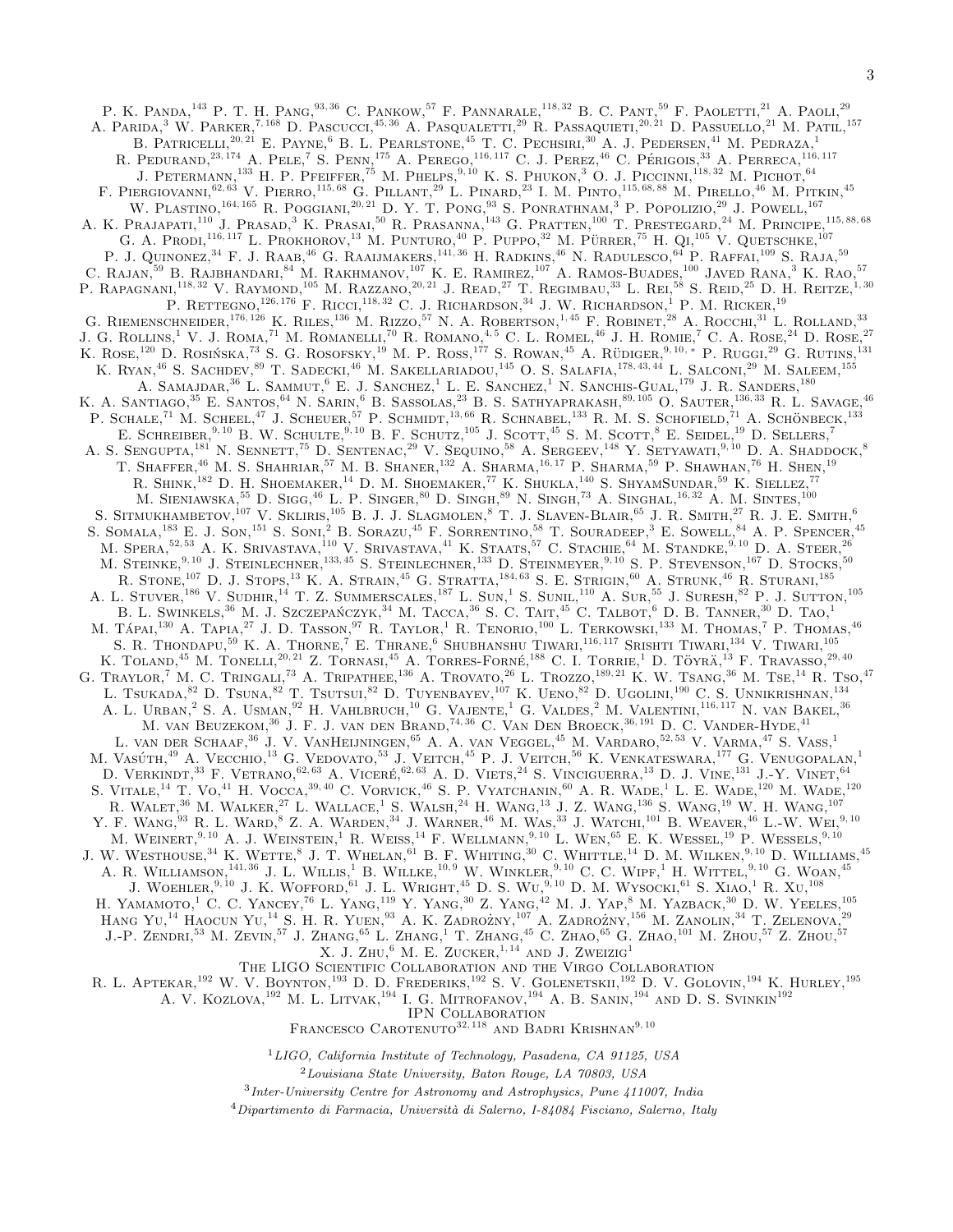P. K. Panda,[143] P. T. H. Pang,[93,36] C. Pankow,[57] F. Pannarale,[118,32] B. C. Pant,[59] F. Paoletti,[21] A. Paoli,[29] A. Parida,[3] W. Parker,[7,168] D. Pascucci,[45,36] A. Pasqualetti,[29] R. Passaquieti,[20,21] D. Passuello,[21] M. Patil,[157] B. Patricelli,[20,21] E. Payne,[6] B. L. Pearlstone,[45] T. C. Pechsiri,[30] A. J. Pedersen,[41] M. Pedraza,[1] R. Pedurand,[23,174] A. Pele,[7] S. Penn,[175] A. Perego,[116,117] C. J. Perez,[46] C. Périgois,[33] A. Perreca,[116,117] J. Petermann,[133] H. P. Pfeiffer,[75] M. Phelps,[9,10] K. S. Phukon,[3] O. J. Piccinni,[118,32] M. Pichot,[64] F. Piergiovanni,[62,63] V. Pierro,[115,68] G. Pillant,[29] L. Pinard,[23] I. M. Pinto,[115,68,88] M. Pirello,[46] M. Pitkin,[45] W. Plastino,[164,165] R. Poggiani,[20,21] D. Y. T. Pong,[93] S. Ponrathnam,[3] P. Popolizio,[29] J. Powell,[167] A. K. Prajapati,[110] J. Prasad,[3] K. Prasai,[50] R. Prasanna,[143] G. Pratten,[100] T. Prestegard,[24] M. Principe,[115,88,68] G. A. Prodi,[116,117] L. Prokhorov,[13] M. Punturo,[40] P. Puppo,[32] M. Pürrer,[75] H. Qi,[105] V. Quetschke,[107] P. J. Quinonez,[34] F. J. Raab,[46] G. Raaijmakers,[141,36] H. Radkins,[46] N. Radulesco,[64] P. Raffai,[109] S. Raja,[59] C. Rajan,[59] B. Rajbhandari,[84] M. Rakhmanov,[107] K. E. Ramirez,[107] A. Ramos-Buades,[100] Javed Rana,[3] K. Rao,[57] P. Rapagnani,[118,32] V. Raymond,[105] M. Razzano,[20,21] J. Read,[27] T. Regimbau,[33] L. Rei,[58] S. Reid,[25] D. H. Reitze,[1,30] P. Rettegno,[126,176] F. Ricci,[118,32] C. J. Richardson,[34] J. W. Richardson,[1] P. M. Ricker,[19] G. Riemenschneider,[176,126] K. Riles,[136] M. Rizzo,[57] N. A. Robertson,[1,45] F. Robinet,[28] A. Rocchi,[31] L. Rolland,[33] J. G. Rollins,[1] V. J. Roma,[71] M. Romanelli,[70] R. Romano,[4,5] C. L. Romel,[46] J. H. Romie,[7] C. A. Rose,[24] D. Rose,[27] K. Rose,[120] D. Rosińska,[73] S. G. Rosofsky,[19] M. P. Ross,[177] S. Rowan,[45] A. Rüdiger,[9,10,*] P. Ruggi,[29] G. Rutins,[131] K. Ryan,[46] S. Sachdev,[89] T. Sadecki,[46] M. Sakellariadou,[145] O. S. Salafia,[178,43,44] L. Salconi,[29] M. Saleem,[155] A. Samajdar,[36] L. Sammut,[6] E. J. Sanchez,[1] L. E. Sanchez,[1] N. Sanchis-Gual,[179] J. R. Sanders,[180] K. A. Santiago,[35] E. Santos,[64] N. Sarin,[6] B. Sassolas,[23] B. S. Sathyaprakash,[89,105] O. Sauter,[136,33] R. L. Savage,[46] P. Schale,[71] M. Scheel,[47] J. Scheuer,[57] P. Schmidt,[13,66] R. Schnabel,[133] R. M. S. Schofield,[71] A. Schönbeck,[133] E. Schreiber,[9,10] B. W. Schulte,[9,10] B. F. Schutz,[105] J. Scott,[45] S. M. Scott,[8] E. Seidel,[19] D. Sellers,[7] A. S. Sengupta,[181] N. Sennett,[75] D. Sentenac,[29] V. Sequino,[58] A. Sergeev,[148] Y. Setyawati,[9,10] D. A. Shaddock,[8] T. Shaffer,[46] M. S. Shahriar,[57] M. B. Shaner,[132] A. Sharma,[16,17] P. Sharma,[59] P. Shawhan,[76] H. Shen,[19] R. Shink,[182] D. H. Shoemaker,[14] D. M. Shoemaker,[77] K. Shukla,[140] S. ShyamSundar,[59] K. Siellez,[77] M. Sieniawska,[55] D. Sigg,[46] L. P. Singer,[80] D. Singh,[89] N. Singh,[73] A. Singhal,[16,32] A. M. Sintes,[100] S. Sitmukhambetov,[107] V. Skliris,[105] B. J. J. Slagmolen,[8] T. J. Slaven-Blair,[65] J. R. Smith,[27] R. J. E. Smith,[6] S. Somala,[183] E. J. Son,[151] S. Soni,[2] B. Sorazu,[45] F. Sorrentino,[58] T. Souradeep,[3] E. Sowell,[84] A. P. Spencer,[45] M. Spera,[52,53] A. K. Srivastava,[110] V. Srivastava,[41] K. Staats,[57] C. Stachie,[64] M. Standke,[9,10] D. A. Steer,[26] M. Steinke,[9,10] J. Steinlechner,[133,45] S. Steinlechner,[133] D. Steinmeyer,[9,10] S. P. Stevenson,[167] D. Stocks,[50] R. Stone,[107] D. J. Stops,[13] K. A. Strain,[45] G. Stratta,[184,63] S. E. Strigin,[60] A. Strunk,[46] R. Sturani,[185] A. L. Stuver,[186] V. Sudhir,[14] T. Z. Summerscales,[187] L. Sun,[1] S. Sunil,[110] A. Sur,[55] J. Suresh,[82] P. J. Sutton,[105] B. L. Swinkels,[36] M. J. Szczepańczyk,[34] M. Tacca,[36] S. C. Tait,[45] C. Talbot,[6] D. B. Tanner,[30] D. Tao,[1] M. Tápai,[130] A. Tapia,[27] J. D. Tasson,[97] R. Taylor,[1] R. Tenorio,[100] L. Terkowski,[133] M. Thomas,[7] P. Thomas,[46] S. R. Thondapu,[59] K. A. Thorne,[7] E. Thrane,[6] Shubhanshu Tiwari,[116,117] Srishti Tiwari,[134] V. Tiwari,[105] K. Toland,[45] M. Tonelli,[20,21] Z. Tornasi,[45] A. Torres-Forné,[188] C. I. Torrie,[1] D. Töyrä,[13] F. Travasso,[29,40] G. Traylor,[7] M. C. Tringali,[73] A. Tripathee,[136] A. Trovato,[26] L. Trozzo,[189,21] K. W. Tsang,[36] M. Tse,[14] R. Tso,[47] L. Tsukada,[82] D. Tsuna,[82] T. Tsutsui,[82] D. Tuyenbayev,[107] K. Ueno,[82] D. Ugolini,[190] C. S. Unnikrishnan,[134] A. L. Urban,[2] S. A. Usman,[92] H. Vahlbruch,[10] G. Vajente,[1] G. Valdes,[2] M. Valentini,[116,117] N. van Bakel,[36] M. van Beuzekom,[36] J. F. J. van den Brand,[74,36] C. Van Den Broeck,[36,191] D. C. Vander-Hyde,[41] L. van der Schaaf,[36] J. V. VanHeijningen,[65] A. A. van Veggel,[45] M. Vardaro,[52,53] V. Varma,[47] S. Vass,[1] M. Vasúth,[49] A. Vecchio,[13] G. Vedovato,[53] J. Veitch,[45] P. J. Veitch,[56] K. Venkateswara,[177] G. Venugopalan,[1] D. Verkindt,[33] F. Vetrano,[62,63] A. Viceré,[62,63] A. D. Viets,[24] S. Vinciguerra,[13] D. J. Vine,[131] J.-Y. Vinet,[64] S. Vitale,[14] T. Vo,[41] H. Vocca,[39,40] C. Vorvick,[46] S. P. Vyatchanin,[60] A. R. Wade,[1] L. E. Wade,[120] M. Wade,[120] R. Walet,[36] M. Walker,[27] L. Wallace,[1] S. Walsh,[24] H. Wang,[13] J. Z. Wang,[136] S. Wang,[19] W. H. Wang,[107] Y. F. Wang,[93] R. L. Ward,[8] Z. A. Warden,[34] J. Warner,[46] M. Was,[33] J. Watchi,[101] B. Weaver,[46] L.-W. Wei,[9,10] M. Weinert,[9,10] A. J. Weinstein,[1] R. Weiss,[14] F. Wellmann,[9,10] L. Wen,[65] E. K. Wessel,[19] P. Wessels,[9,10] J. W. Westhouse,[34] K. Wette,[8] J. T. Whelan,[61] B. F. Whiting,[30] C. Whittle,[14] D. M. Wilken,[9,10] D. Williams,[45] A. R. Williamson,[141,36] J. L. Willis,[1] B. Willke,[10,9] W. Winkler,[9,10] C. C. Wipf,[1] H. Wittel,[9,10] G. Woan,[45] J. Woehler,[9,10] J. K. Wofford,[61] J. L. Wright,[45] D. S. Wu,[9,10] D. M. Wysocki,[61] S. Xiao,[1] R. Xu,[108] H. Yamamoto,[1] C. C. Yancey,[76] L. Yang,[119] Y. Yang,[30] Z. Yang,[42] M. J. Yap,[8] M. Yazback,[30] D. W. Yeeles,[105] Hang Yu,[14] Haocun Yu,[14] S. H. R. Yuen,[93] A. K. Zadrożny,[107] A. Zadrożny,[156] M. Zanolin,[34] T. Zelenova,[29] J.-P. Zendri,[53] M. Zevin,[57] J. Zhang,[65] L. Zhang,[1] T. Zhang,[45] C. Zhao,[65] G. Zhao,[101] M. Zhou,[57] Z. Zhou,[57] X. J. Zhu,[6] M. E. Zucker,[1,14] and J. Zweizig[1]

The LIGO Scientific Collaboration and the Virgo Collaboration

R. L. Aptekar,[192] W. V. Boynton,[193] D. D. Frederiks,[192] S. V. Golenetskii,[192] D. V. Golovin,[194] K. Hurley,[195] A. V. Kozlova,[192] M. L. Litvak,[194] I. G. Mitrofanov,[194] A. B. Sanin,[194] and D. S. Svinkin[192]

IPN Collaboration

Francesco Carotenuto[32,118] and Badri Krishnan[9,10]

[1] *LIGO, California Institute of Technology, Pasadena, CA 91125, USA*

[2] *Louisiana State University, Baton Rouge, LA 70803, USA*

[3] *Inter-University Centre for Astronomy and Astrophysics, Pune 411007, India*

[4] *Dipartimento di Farmacia, Università di Salerno, I-84084 Fisciano, Salerno, Italy*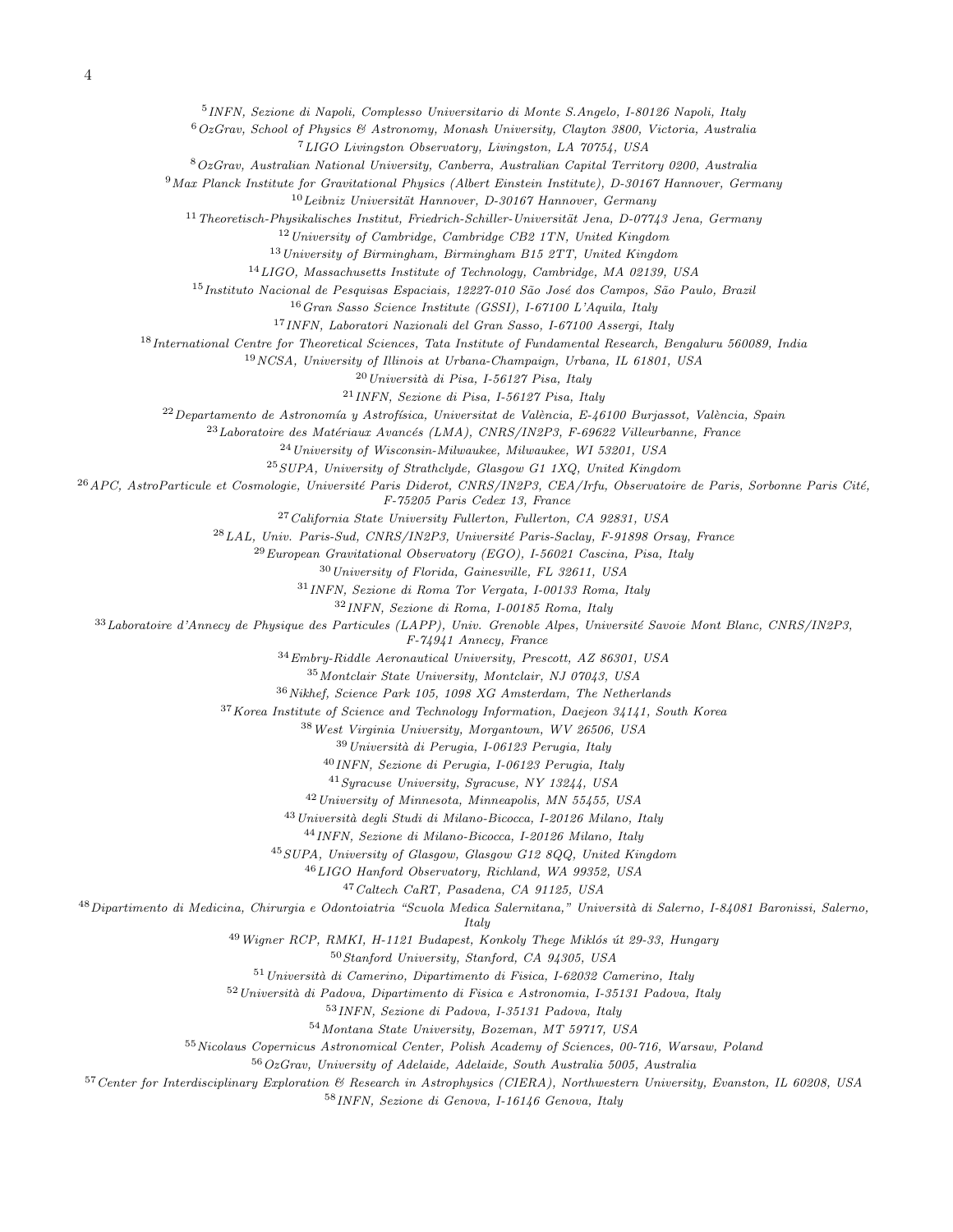[5] INFN, Sezione di Napoli, Complesso Universitario di Monte S.Angelo, I-80126 Napoli, Italy

[6] OzGrav, School of Physics & Astronomy, Monash University, Clayton 3800, Victoria, Australia

[7] LIGO Livingston Observatory, Livingston, LA 70754, USA

[8] OzGrav, Australian National University, Canberra, Australian Capital Territory 0200, Australia

[9] Max Planck Institute for Gravitational Physics (Albert Einstein Institute), D-30167 Hannover, Germany

[10] Leibniz Universität Hannover, D-30167 Hannover, Germany

[11] Theoretisch-Physikalisches Institut, Friedrich-Schiller-Universität Jena, D-07743 Jena, Germany

[12] University of Cambridge, Cambridge CB2 1TN, United Kingdom

[13] University of Birmingham, Birmingham B15 2TT, United Kingdom

[14] LIGO, Massachusetts Institute of Technology, Cambridge, MA 02139, USA

[15] Instituto Nacional de Pesquisas Espaciais, 12227-010 São José dos Campos, São Paulo, Brazil

[16] Gran Sasso Science Institute (GSSI), I-67100 L'Aquila, Italy

[17] INFN, Laboratori Nazionali del Gran Sasso, I-67100 Assergi, Italy

[18] International Centre for Theoretical Sciences, Tata Institute of Fundamental Research, Bengaluru 560089, India

[19] NCSA, University of Illinois at Urbana-Champaign, Urbana, IL 61801, USA

[20] Università di Pisa, I-56127 Pisa, Italy

[21] INFN, Sezione di Pisa, I-56127 Pisa, Italy

[22] Departamento de Astronomía y Astrofísica, Universitat de València, E-46100 Burjassot, València, Spain

[23] Laboratoire des Matériaux Avancés (LMA), CNRS/IN2P3, F-69622 Villeurbanne, France

[24] University of Wisconsin-Milwaukee, Milwaukee, WI 53201, USA

[25] SUPA, University of Strathclyde, Glasgow G1 1XQ, United Kingdom

[26] APC, AstroParticule et Cosmologie, Université Paris Diderot, CNRS/IN2P3, CEA/Irfu, Observatoire de Paris, Sorbonne Paris Cité, F-75205 Paris Cedex 13, France

[27] California State University Fullerton, Fullerton, CA 92831, USA

[28] LAL, Univ. Paris-Sud, CNRS/IN2P3, Université Paris-Saclay, F-91898 Orsay, France

[29] European Gravitational Observatory (EGO), I-56021 Cascina, Pisa, Italy

[30] University of Florida, Gainesville, FL 32611, USA

[31] INFN, Sezione di Roma Tor Vergata, I-00133 Roma, Italy

[32] INFN, Sezione di Roma, I-00185 Roma, Italy

[33] Laboratoire d'Annecy de Physique des Particules (LAPP), Univ. Grenoble Alpes, Université Savoie Mont Blanc, CNRS/IN2P3, F-74941 Annecy, France

[34] Embry-Riddle Aeronautical University, Prescott, AZ 86301, USA

[35] Montclair State University, Montclair, NJ 07043, USA

[36] Nikhef, Science Park 105, 1098 XG Amsterdam, The Netherlands

[37] Korea Institute of Science and Technology Information, Daejeon 34141, South Korea

[38] West Virginia University, Morgantown, WV 26506, USA

[39] Università di Perugia, I-06123 Perugia, Italy

[40] INFN, Sezione di Perugia, I-06123 Perugia, Italy

[41] Syracuse University, Syracuse, NY 13244, USA

[42] University of Minnesota, Minneapolis, MN 55455, USA

[43] Università degli Studi di Milano-Bicocca, I-20126 Milano, Italy

[44] INFN, Sezione di Milano-Bicocca, I-20126 Milano, Italy

[45] SUPA, University of Glasgow, Glasgow G12 8QQ, United Kingdom

[46] LIGO Hanford Observatory, Richland, WA 99352, USA

[47] Caltech CaRT, Pasadena, CA 91125, USA

[48] Dipartimento di Medicina, Chirurgia e Odontoiatria "Scuola Medica Salernitana," Università di Salerno, I-84081 Baronissi, Salerno, Italy

[49] Wigner RCP, RMKI, H-1121 Budapest, Konkoly Thege Miklós út 29-33, Hungary

[50] Stanford University, Stanford, CA 94305, USA

[51] Università di Camerino, Dipartimento di Fisica, I-62032 Camerino, Italy

[52] Università di Padova, Dipartimento di Fisica e Astronomia, I-35131 Padova, Italy

[53] INFN, Sezione di Padova, I-35131 Padova, Italy

[54] Montana State University, Bozeman, MT 59717, USA

[55] Nicolaus Copernicus Astronomical Center, Polish Academy of Sciences, 00-716, Warsaw, Poland

[56] OzGrav, University of Adelaide, Adelaide, South Australia 5005, Australia

[57] Center for Interdisciplinary Exploration & Research in Astrophysics (CIERA), Northwestern University, Evanston, IL 60208, USA

[58] INFN, Sezione di Genova, I-16146 Genova, Italy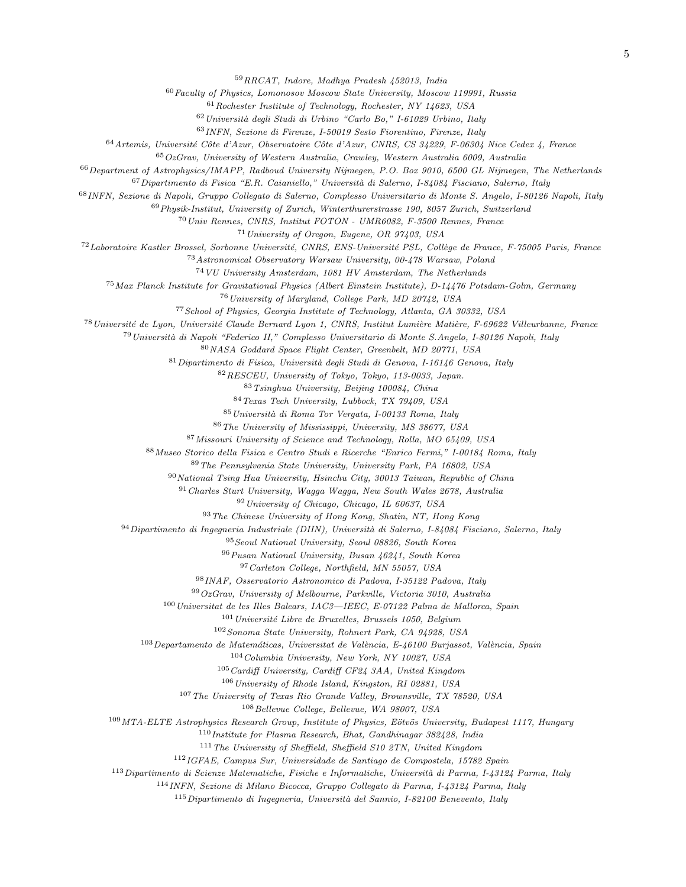[59] RRCAT, Indore, Madhya Pradesh 452013, India

[60] Faculty of Physics, Lomonosov Moscow State University, Moscow 119991, Russia

[61] Rochester Institute of Technology, Rochester, NY 14623, USA

[62] Università degli Studi di Urbino "Carlo Bo," I-61029 Urbino, Italy

[63] INFN, Sezione di Firenze, I-50019 Sesto Fiorentino, Firenze, Italy

[64] Artemis, Université Côte d'Azur, Observatoire Côte d'Azur, CNRS, CS 34229, F-06304 Nice Cedex 4, France

[65] OzGrav, University of Western Australia, Crawley, Western Australia 6009, Australia

[66] Department of Astrophysics/IMAPP, Radboud University Nijmegen, P.O. Box 9010, 6500 GL Nijmegen, The Netherlands

[67] Dipartimento di Fisica "E.R. Caianiello," Università di Salerno, I-84084 Fisciano, Salerno, Italy

[68] INFN, Sezione di Napoli, Gruppo Collegato di Salerno, Complesso Universitario di Monte S. Angelo, I-80126 Napoli, Italy

[69] Physik-Institut, University of Zurich, Winterthurerstrasse 190, 8057 Zurich, Switzerland

[70] Univ Rennes, CNRS, Institut FOTON - UMR6082, F-3500 Rennes, France

[71] University of Oregon, Eugene, OR 97403, USA

[72] Laboratoire Kastler Brossel, Sorbonne Université, CNRS, ENS-Université PSL, Collège de France, F-75005 Paris, France

[73] Astronomical Observatory Warsaw University, 00-478 Warsaw, Poland

[74] VU University Amsterdam, 1081 HV Amsterdam, The Netherlands

[75] Max Planck Institute for Gravitational Physics (Albert Einstein Institute), D-14476 Potsdam-Golm, Germany

[76] University of Maryland, College Park, MD 20742, USA

[77] School of Physics, Georgia Institute of Technology, Atlanta, GA 30332, USA

[78] Université de Lyon, Université Claude Bernard Lyon 1, CNRS, Institut Lumière Matière, F-69622 Villeurbanne, France

[79] Università di Napoli "Federico II," Complesso Universitario di Monte S.Angelo, I-80126 Napoli, Italy

[80] NASA Goddard Space Flight Center, Greenbelt, MD 20771, USA

[81] Dipartimento di Fisica, Università degli Studi di Genova, I-16146 Genova, Italy

[82] RESCEU, University of Tokyo, Tokyo, 113-0033, Japan.

[83] Tsinghua University, Beijing 100084, China

[84] Texas Tech University, Lubbock, TX 79409, USA

[85] Università di Roma Tor Vergata, I-00133 Roma, Italy

[86] The University of Mississippi, University, MS 38677, USA

[87] Missouri University of Science and Technology, Rolla, MO 65409, USA

[88] Museo Storico della Fisica e Centro Studi e Ricerche "Enrico Fermi," I-00184 Roma, Italy

[89] The Pennsylvania State University, University Park, PA 16802, USA

[90] National Tsing Hua University, Hsinchu City, 30013 Taiwan, Republic of China

[91] Charles Sturt University, Wagga Wagga, New South Wales 2678, Australia

[92] University of Chicago, Chicago, IL 60637, USA

[93] The Chinese University of Hong Kong, Shatin, NT, Hong Kong

[94] Dipartimento di Ingegneria Industriale (DIIN), Università di Salerno, I-84084 Fisciano, Salerno, Italy

[95] Seoul National University, Seoul 08826, South Korea

[96] Pusan National University, Busan 46241, South Korea

[97] Carleton College, Northfield, MN 55057, USA

[98] INAF, Osservatorio Astronomico di Padova, I-35122 Padova, Italy

[99] OzGrav, University of Melbourne, Parkville, Victoria 3010, Australia

[100] Universitat de les Illes Balears, IAC3—IEEC, E-07122 Palma de Mallorca, Spain

[101] Université Libre de Bruxelles, Brussels 1050, Belgium

[102] Sonoma State University, Rohnert Park, CA 94928, USA

[103] Departamento de Matemáticas, Universitat de València, E-46100 Burjassot, València, Spain

[104] Columbia University, New York, NY 10027, USA

[105] Cardiff University, Cardiff CF24 3AA, United Kingdom

[106] University of Rhode Island, Kingston, RI 02881, USA

[107] The University of Texas Rio Grande Valley, Brownsville, TX 78520, USA

[108] Bellevue College, Bellevue, WA 98007, USA

[109] MTA-ELTE Astrophysics Research Group, Institute of Physics, Eötvös University, Budapest 1117, Hungary

[110] Institute for Plasma Research, Bhat, Gandhinagar 382428, India

[111] The University of Sheffield, Sheffield S10 2TN, United Kingdom

[112] IGFAE, Campus Sur, Universidade de Santiago de Compostela, 15782 Spain

[113] Dipartimento di Scienze Matematiche, Fisiche e Informatiche, Università di Parma, I-43124 Parma, Italy

[114] INFN, Sezione di Milano Bicocca, Gruppo Collegato di Parma, I-43124 Parma, Italy

[115] Dipartimento di Ingegneria, Università del Sannio, I-82100 Benevento, Italy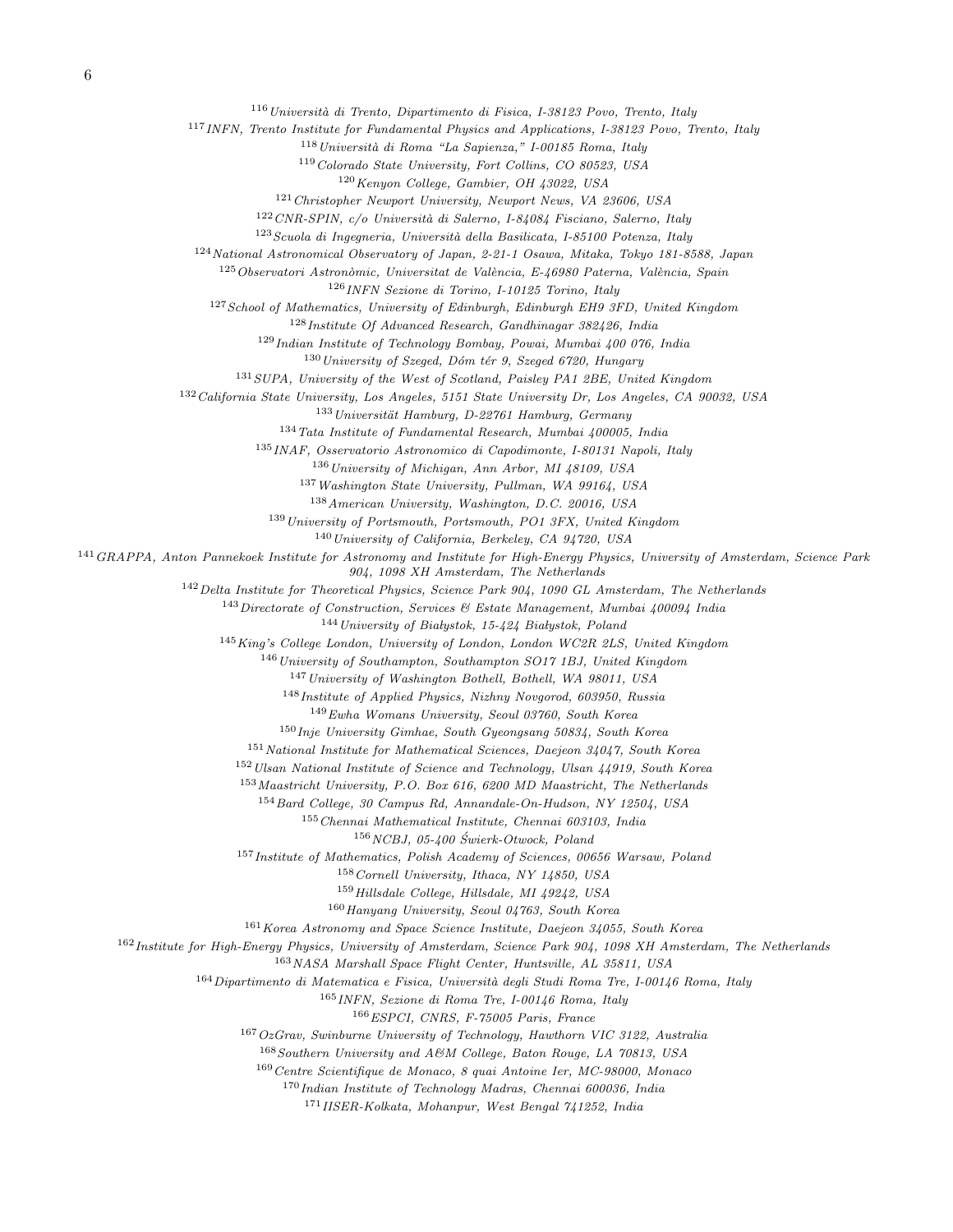[116] Università di Trento, Dipartimento di Fisica, I-38123 Povo, Trento, Italy

[117] INFN, Trento Institute for Fundamental Physics and Applications, I-38123 Povo, Trento, Italy

[118] Università di Roma "La Sapienza," I-00185 Roma, Italy

[119] Colorado State University, Fort Collins, CO 80523, USA

[120] Kenyon College, Gambier, OH 43022, USA

[121] Christopher Newport University, Newport News, VA 23606, USA

[122] CNR-SPIN, c/o Università di Salerno, I-84084 Fisciano, Salerno, Italy

[123] Scuola di Ingegneria, Università della Basilicata, I-85100 Potenza, Italy

[124] National Astronomical Observatory of Japan, 2-21-1 Osawa, Mitaka, Tokyo 181-8588, Japan

[125] Observatori Astronòmic, Universitat de València, E-46980 Paterna, València, Spain

[126] INFN Sezione di Torino, I-10125 Torino, Italy

[127] School of Mathematics, University of Edinburgh, Edinburgh EH9 3FD, United Kingdom

[128] Institute Of Advanced Research, Gandhinagar 382426, India

[129] Indian Institute of Technology Bombay, Powai, Mumbai 400 076, India

[130] University of Szeged, Dóm tér 9, Szeged 6720, Hungary

[131] SUPA, University of the West of Scotland, Paisley PA1 2BE, United Kingdom

[132] California State University, Los Angeles, 5151 State University Dr, Los Angeles, CA 90032, USA

[133] Universität Hamburg, D-22761 Hamburg, Germany

[134] Tata Institute of Fundamental Research, Mumbai 400005, India

[135] INAF, Osservatorio Astronomico di Capodimonte, I-80131 Napoli, Italy

[136] University of Michigan, Ann Arbor, MI 48109, USA

[137] Washington State University, Pullman, WA 99164, USA

[138] American University, Washington, D.C. 20016, USA

[139] University of Portsmouth, Portsmouth, PO1 3FX, United Kingdom

[140] University of California, Berkeley, CA 94720, USA

[141] GRAPPA, Anton Pannekoek Institute for Astronomy and Institute for High-Energy Physics, University of Amsterdam, Science Park 904, 1098 XH Amsterdam, The Netherlands

[142] Delta Institute for Theoretical Physics, Science Park 904, 1090 GL Amsterdam, The Netherlands

[143] Directorate of Construction, Services & Estate Management, Mumbai 400094 India

[144] University of Białystok, 15-424 Białystok, Poland

[145] King's College London, University of London, London WC2R 2LS, United Kingdom

[146] University of Southampton, Southampton SO17 1BJ, United Kingdom

[147] University of Washington Bothell, Bothell, WA 98011, USA

[148] Institute of Applied Physics, Nizhny Novgorod, 603950, Russia

[149] Ewha Womans University, Seoul 03760, South Korea

[150] Inje University Gimhae, South Gyeongsang 50834, South Korea

[151] National Institute for Mathematical Sciences, Daejeon 34047, South Korea

[152] Ulsan National Institute of Science and Technology, Ulsan 44919, South Korea

[153] Maastricht University, P.O. Box 616, 6200 MD Maastricht, The Netherlands

[154] Bard College, 30 Campus Rd, Annandale-On-Hudson, NY 12504, USA

[155] Chennai Mathematical Institute, Chennai 603103, India

[156] NCBJ, 05-400 Świerk-Otwock, Poland

[157] Institute of Mathematics, Polish Academy of Sciences, 00656 Warsaw, Poland

[158] Cornell University, Ithaca, NY 14850, USA

[159] Hillsdale College, Hillsdale, MI 49242, USA

[160] Hanyang University, Seoul 04763, South Korea

[161] Korea Astronomy and Space Science Institute, Daejeon 34055, South Korea

[162] Institute for High-Energy Physics, University of Amsterdam, Science Park 904, 1098 XH Amsterdam, The Netherlands

[163] NASA Marshall Space Flight Center, Huntsville, AL 35811, USA

[164] Dipartimento di Matematica e Fisica, Università degli Studi Roma Tre, I-00146 Roma, Italy

[165] INFN, Sezione di Roma Tre, I-00146 Roma, Italy

[166] ESPCI, CNRS, F-75005 Paris, France

[167] OzGrav, Swinburne University of Technology, Hawthorn VIC 3122, Australia

[168] Southern University and A&M College, Baton Rouge, LA 70813, USA

[169] Centre Scientifique de Monaco, 8 quai Antoine Ier, MC-98000, Monaco

[170] Indian Institute of Technology Madras, Chennai 600036, India

[171] IISER-Kolkata, Mohanpur, West Bengal 741252, India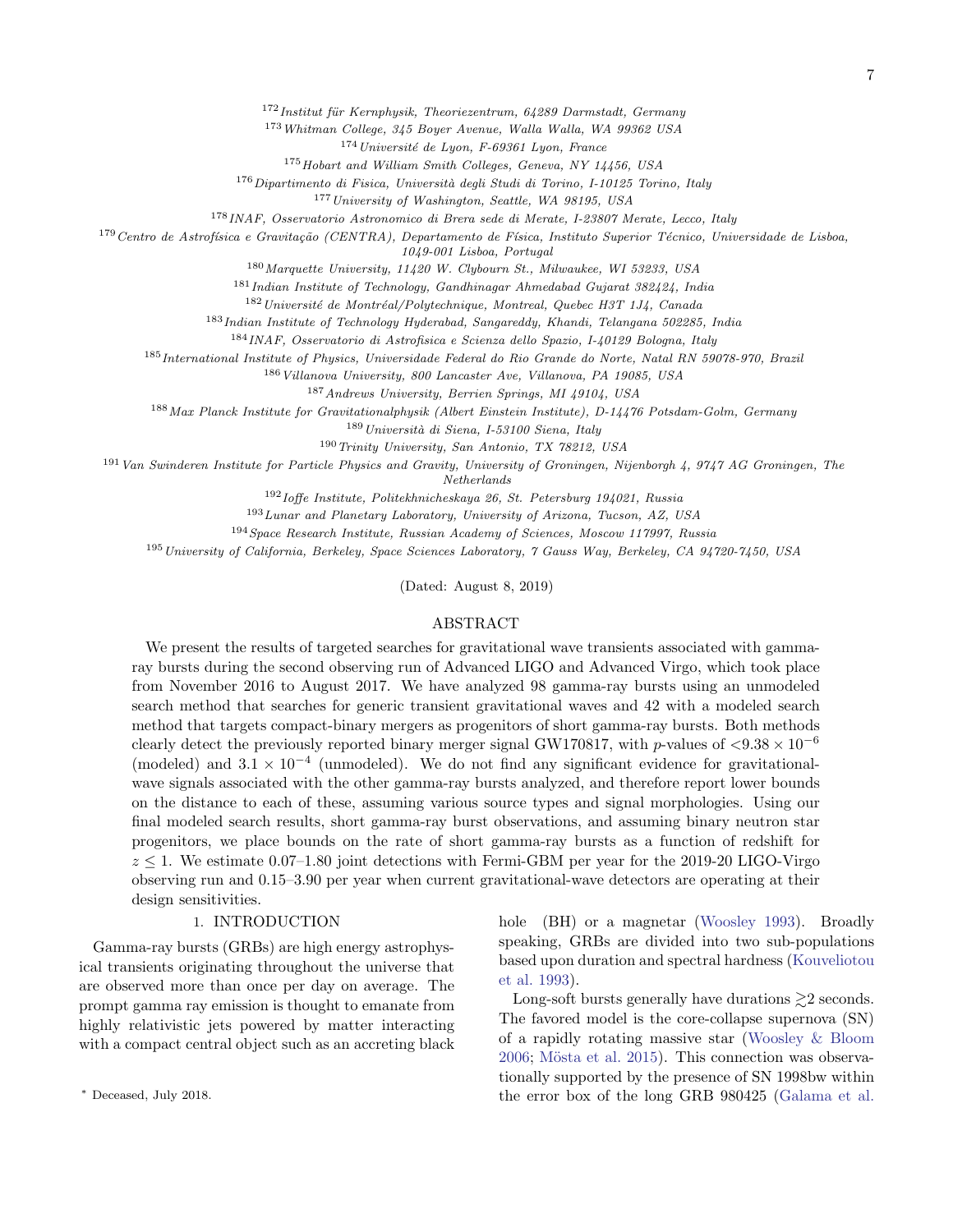[172] Institut für Kernphysik, Theoriezentrum, 64289 Darmstadt, Germany

[173] Whitman College, 345 Boyer Avenue, Walla Walla, WA 99362 USA

[174] Université de Lyon, F-69361 Lyon, France

[175] Hobart and William Smith Colleges, Geneva, NY 14456, USA

[176] Dipartimento di Fisica, Università degli Studi di Torino, I-10125 Torino, Italy

[177] University of Washington, Seattle, WA 98195, USA

[178] INAF, Osservatorio Astronomico di Brera sede di Merate, I-23807 Merate, Lecco, Italy

[179] Centro de Astrofísica e Gravitação (CENTRA), Departamento de Física, Instituto Superior Técnico, Universidade de Lisboa, 1049-001 Lisboa, Portugal

[180] Marquette University, 11420 W. Clybourn St., Milwaukee, WI 53233, USA

[181] Indian Institute of Technology, Gandhinagar Ahmedabad Gujarat 382424, India

[182] Université de Montréal/Polytechnique, Montreal, Quebec H3T 1J4, Canada

[183] Indian Institute of Technology Hyderabad, Sangareddy, Khandi, Telangana 502285, India

[184] INAF, Osservatorio di Astrofisica e Scienza dello Spazio, I-40129 Bologna, Italy

[185] International Institute of Physics, Universidade Federal do Rio Grande do Norte, Natal RN 59078-970, Brazil

[186] Villanova University, 800 Lancaster Ave, Villanova, PA 19085, USA

[187] Andrews University, Berrien Springs, MI 49104, USA

[188] Max Planck Institute for Gravitationalphysik (Albert Einstein Institute), D-14476 Potsdam-Golm, Germany

[189] Università di Siena, I-53100 Siena, Italy

[190] Trinity University, San Antonio, TX 78212, USA

[191] Van Swinderen Institute for Particle Physics and Gravity, University of Groningen, Nijenborgh 4, 9747 AG Groningen, The Netherlands

[192] Ioffe Institute, Politekhnicheskaya 26, St. Petersburg 194021, Russia

[193] Lunar and Planetary Laboratory, University of Arizona, Tucson, AZ, USA

[194] Space Research Institute, Russian Academy of Sciences, Moscow 117997, Russia

[195] University of California, Berkeley, Space Sciences Laboratory, 7 Gauss Way, Berkeley, CA 94720-7450, USA

(Dated: August 8, 2019)

## ABSTRACT

We present the results of targeted searches for gravitational wave transients associated with gamma-ray bursts during the second observing run of Advanced LIGO and Advanced Virgo, which took place from November 2016 to August 2017. We have analyzed 98 gamma-ray bursts using an unmodeled search method that searches for generic transient gravitational waves and 42 with a modeled search method that targets compact-binary mergers as progenitors of short gamma-ray bursts. Both methods clearly detect the previously reported binary merger signal GW170817, with $p$-values of $<9.38 \times 10^{-6}$ (modeled) and $3.1 \times 10^{-4}$ (unmodeled). We do not find any significant evidence for gravitational-wave signals associated with the other gamma-ray bursts analyzed, and therefore report lower bounds on the distance to each of these, assuming various source types and signal morphologies. Using our final modeled search results, short gamma-ray burst observations, and assuming binary neutron star progenitors, we place bounds on the rate of short gamma-ray bursts as a function of redshift for $z \leq 1$. We estimate 0.07–1.80 joint detections with Fermi-GBM per year for the 2019-20 LIGO-Virgo observing run and 0.15–3.90 per year when current gravitational-wave detectors are operating at their design sensitivities.

## 1. INTRODUCTION

Gamma-ray bursts (GRBs) are high energy astrophysical transients originating throughout the universe that are observed more than once per day on average. The prompt gamma ray emission is thought to emanate from highly relativistic jets powered by matter interacting with a compact central object such as an accreting black hole (BH) or a magnetar (Woosley 1993). Broadly speaking, GRBs are divided into two sub-populations based upon duration and spectral hardness (Kouveliotou et al. 1993).

Long-soft bursts generally have durations $\gtrsim$2 seconds. The favored model is the core-collapse supernova (SN) of a rapidly rotating massive star (Woosley & Bloom 2006; Mösta et al. 2015). This connection was observationally supported by the presence of SN 1998bw within the error box of the long GRB 980425 (Galama et al.

* Deceased, July 2018.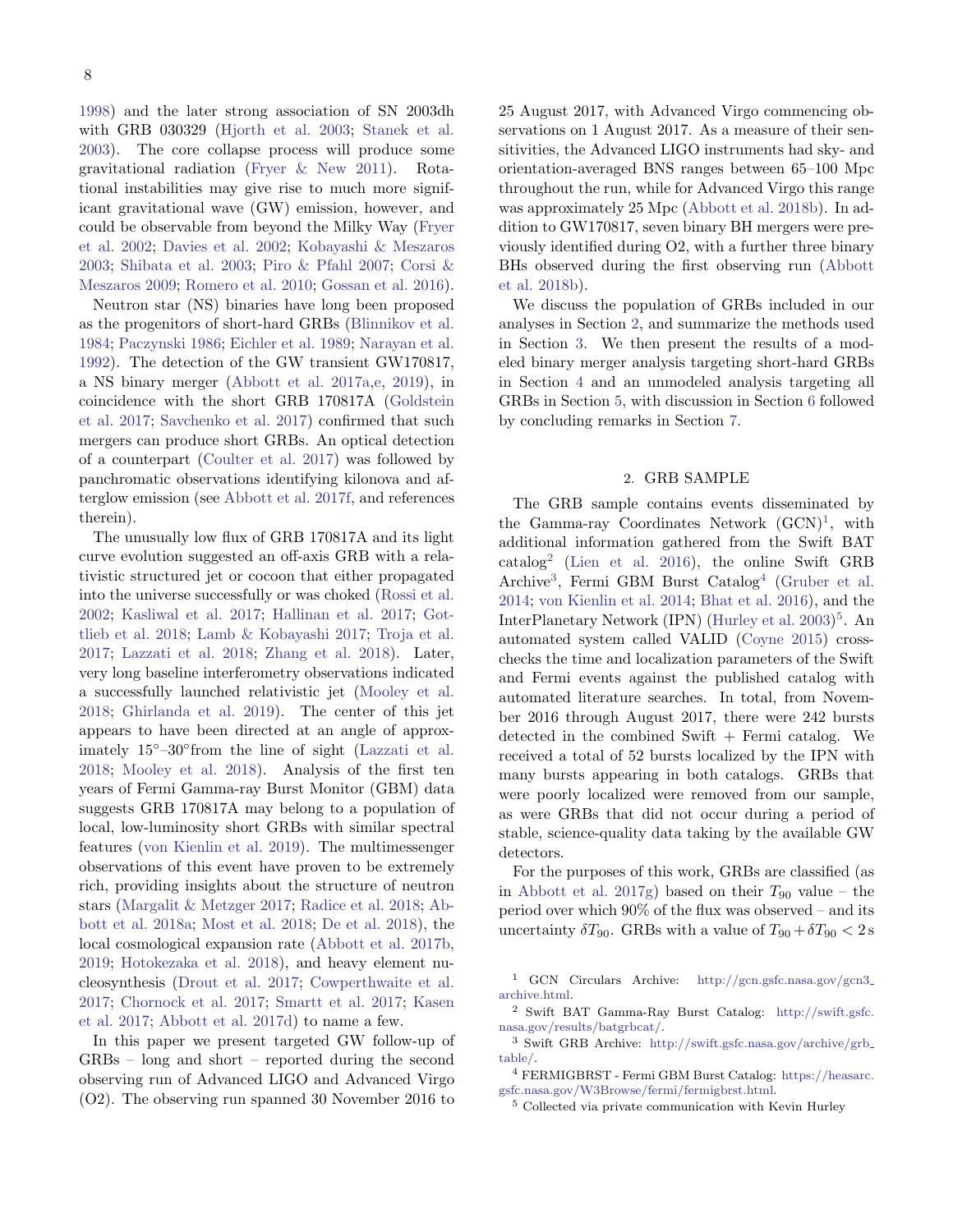1998) and the later strong association of SN 2003dh with GRB 030329 (Hjorth et al. 2003; Stanek et al. 2003). The core collapse process will produce some gravitational radiation (Fryer & New 2011). Rotational instabilities may give rise to much more significant gravitational wave (GW) emission, however, and could be observable from beyond the Milky Way (Fryer et al. 2002; Davies et al. 2002; Kobayashi & Meszaros 2003; Shibata et al. 2003; Piro & Pfahl 2007; Corsi & Meszaros 2009; Romero et al. 2010; Gossan et al. 2016).

Neutron star (NS) binaries have long been proposed as the progenitors of short-hard GRBs (Blinnikov et al. 1984; Paczynski 1986; Eichler et al. 1989; Narayan et al. 1992). The detection of the GW transient GW170817, a NS binary merger (Abbott et al. 2017a,e, 2019), in coincidence with the short GRB 170817A (Goldstein et al. 2017; Savchenko et al. 2017) confirmed that such mergers can produce short GRBs. An optical detection of a counterpart (Coulter et al. 2017) was followed by panchromatic observations identifying kilonova and afterglow emission (see Abbott et al. 2017f, and references therein).

The unusually low flux of GRB 170817A and its light curve evolution suggested an off-axis GRB with a relativistic structured jet or cocoon that either propagated into the universe successfully or was choked (Rossi et al. 2002; Kasliwal et al. 2017; Hallinan et al. 2017; Gottlieb et al. 2018; Lamb & Kobayashi 2017; Troja et al. 2017; Lazzati et al. 2018; Zhang et al. 2018). Later, very long baseline interferometry observations indicated a successfully launched relativistic jet (Mooley et al. 2018; Ghirlanda et al. 2019). The center of this jet appears to have been directed at an angle of approximately 15°–30°from the line of sight (Lazzati et al. 2018; Mooley et al. 2018). Analysis of the first ten years of Fermi Gamma-ray Burst Monitor (GBM) data suggests GRB 170817A may belong to a population of local, low-luminosity short GRBs with similar spectral features (von Kienlin et al. 2019). The multimessenger observations of this event have proven to be extremely rich, providing insights about the structure of neutron stars (Margalit & Metzger 2017; Radice et al. 2018; Abbott et al. 2018a; Most et al. 2018; De et al. 2018), the local cosmological expansion rate (Abbott et al. 2017b, 2019; Hotokezaka et al. 2018), and heavy element nucleosynthesis (Drout et al. 2017; Cowperthwaite et al. 2017; Chornock et al. 2017; Smartt et al. 2017; Kasen et al. 2017; Abbott et al. 2017d) to name a few.

In this paper we present targeted GW follow-up of GRBs – long and short – reported during the second observing run of Advanced LIGO and Advanced Virgo (O2). The observing run spanned 30 November 2016 to 25 August 2017, with Advanced Virgo commencing observations on 1 August 2017. As a measure of their sensitivities, the Advanced LIGO instruments had sky- and orientation-averaged BNS ranges between 65–100 Mpc throughout the run, while for Advanced Virgo this range was approximately 25 Mpc (Abbott et al. 2018b). In addition to GW170817, seven binary BH mergers were previously identified during O2, with a further three binary BHs observed during the first observing run (Abbott et al. 2018b).

We discuss the population of GRBs included in our analyses in Section 2, and summarize the methods used in Section 3. We then present the results of a modeled binary merger analysis targeting short-hard GRBs in Section 4 and an unmodeled analysis targeting all GRBs in Section 5, with discussion in Section 6 followed by concluding remarks in Section 7.

## 2. GRB SAMPLE

The GRB sample contains events disseminated by the Gamma-ray Coordinates Network (GCN)[1], with additional information gathered from the Swift BAT catalog[2] (Lien et al. 2016), the online Swift GRB Archive[3], Fermi GBM Burst Catalog[4] (Gruber et al. 2014; von Kienlin et al. 2014; Bhat et al. 2016), and the InterPlanetary Network (IPN) (Hurley et al. 2003)[5]. An automated system called VALID (Coyne 2015) cross-checks the time and localization parameters of the Swift and Fermi events against the published catalog with automated literature searches. In total, from November 2016 through August 2017, there were 242 bursts detected in the combined Swift + Fermi catalog. We received a total of 52 bursts localized by the IPN with many bursts appearing in both catalogs. GRBs that were poorly localized were removed from our sample, as were GRBs that did not occur during a period of stable, science-quality data taking by the available GW detectors.

For the purposes of this work, GRBs are classified (as in Abbott et al. 2017g) based on their $T_{90}$ value – the period over which 90% of the flux was observed – and its uncertainty $\delta T_{90}$. GRBs with a value of $T_{90} + \delta T_{90} < 2\,\mathrm{s}$

[1] GCN Circulars Archive: http://gcn.gsfc.nasa.gov/gcn3_archive.html.

[2] Swift BAT Gamma-Ray Burst Catalog: http://swift.gsfc.nasa.gov/results/batgrbcat/.

[3] Swift GRB Archive: http://swift.gsfc.nasa.gov/archive/grb_table/.

[4] FERMIGBRST - Fermi GBM Burst Catalog: https://heasarc.gsfc.nasa.gov/W3Browse/fermi/fermigbrst.html.

[5] Collected via private communication with Kevin Hurley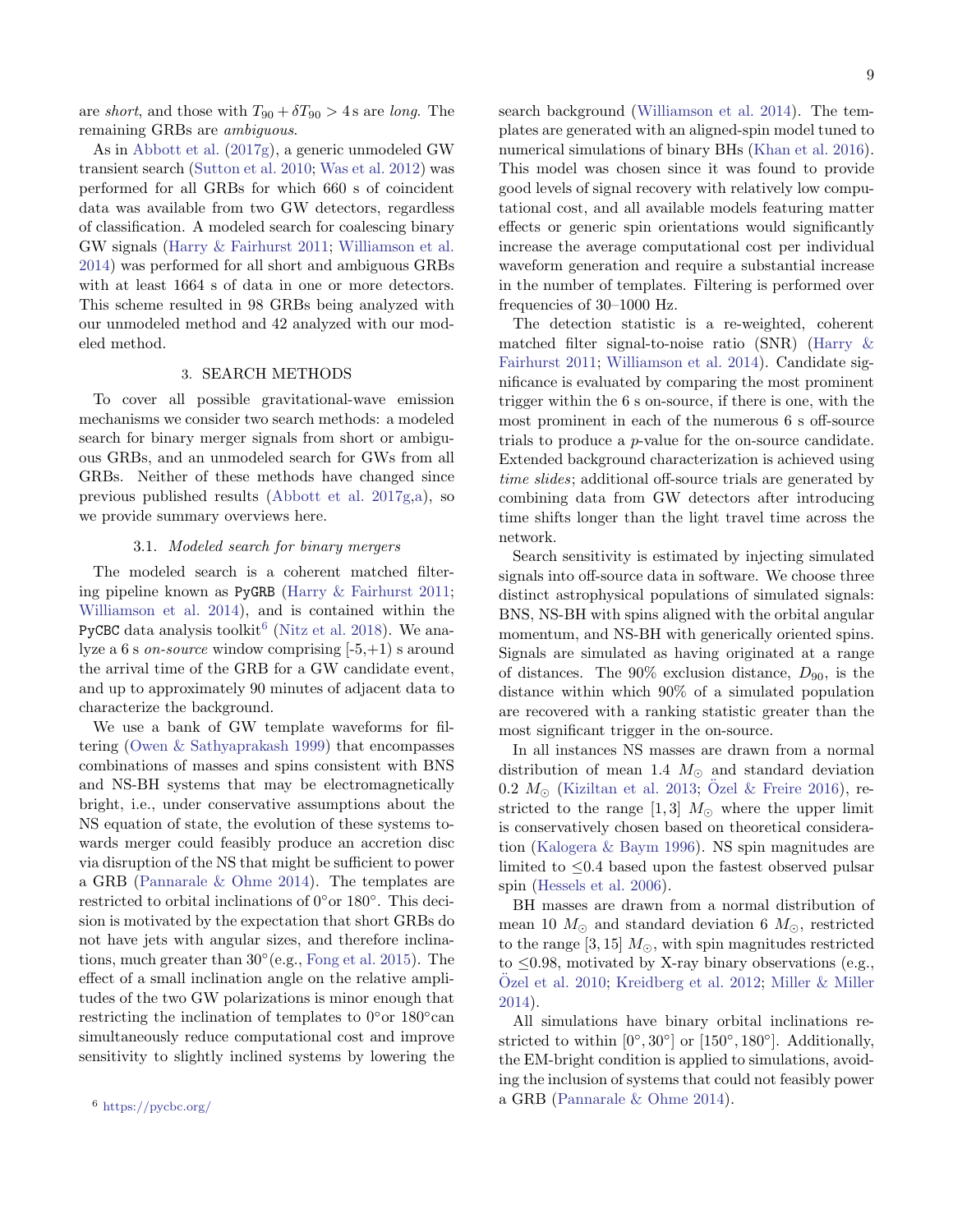are *short*, and those with $T_{90} + \delta T_{90} > 4$ s are *long*. The remaining GRBs are *ambiguous*.

As in Abbott et al. (2017g), a generic unmodeled GW transient search (Sutton et al. 2010; Was et al. 2012) was performed for all GRBs for which 660 s of coincident data was available from two GW detectors, regardless of classification. A modeled search for coalescing binary GW signals (Harry & Fairhurst 2011; Williamson et al. 2014) was performed for all short and ambiguous GRBs with at least 1664 s of data in one or more detectors. This scheme resulted in 98 GRBs being analyzed with our unmodeled method and 42 analyzed with our modeled method.

## 3. SEARCH METHODS

To cover all possible gravitational-wave emission mechanisms we consider two search methods: a modeled search for binary merger signals from short or ambiguous GRBs, and an unmodeled search for GWs from all GRBs. Neither of these methods have changed since previous published results (Abbott et al. 2017g,a), so we provide summary overviews here.

### 3.1. *Modeled search for binary mergers*

The modeled search is a coherent matched filtering pipeline known as `PyGRB` (Harry & Fairhurst 2011; Williamson et al. 2014), and is contained within the `PyCBC` data analysis toolkit[6] (Nitz et al. 2018). We analyze a 6 s *on-source* window comprising [-5,+1) s around the arrival time of the GRB for a GW candidate event, and up to approximately 90 minutes of adjacent data to characterize the background.

We use a bank of GW template waveforms for filtering (Owen & Sathyaprakash 1999) that encompasses combinations of masses and spins consistent with BNS and NS-BH systems that may be electromagnetically bright, i.e., under conservative assumptions about the NS equation of state, the evolution of these systems towards merger could feasibly produce an accretion disc via disruption of the NS that might be sufficient to power a GRB (Pannarale & Ohme 2014). The templates are restricted to orbital inclinations of 0°or 180°. This decision is motivated by the expectation that short GRBs do not have jets with angular sizes, and therefore inclinations, much greater than 30°(e.g., Fong et al. 2015). The effect of a small inclination angle on the relative amplitudes of the two GW polarizations is minor enough that restricting the inclination of templates to 0°or 180°can simultaneously reduce computational cost and improve sensitivity to slightly inclined systems by lowering the search background (Williamson et al. 2014). The templates are generated with an aligned-spin model tuned to numerical simulations of binary BHs (Khan et al. 2016). This model was chosen since it was found to provide good levels of signal recovery with relatively low computational cost, and all available models featuring matter effects or generic spin orientations would significantly increase the average computational cost per individual waveform generation and require a substantial increase in the number of templates. Filtering is performed over frequencies of 30–1000 Hz.

The detection statistic is a re-weighted, coherent matched filter signal-to-noise ratio (SNR) (Harry & Fairhurst 2011; Williamson et al. 2014). Candidate significance is evaluated by comparing the most prominent trigger within the 6 s on-source, if there is one, with the most prominent in each of the numerous 6 s off-source trials to produce a $p$-value for the on-source candidate. Extended background characterization is achieved using *time slides*; additional off-source trials are generated by combining data from GW detectors after introducing time shifts longer than the light travel time across the network.

Search sensitivity is estimated by injecting simulated signals into off-source data in software. We choose three distinct astrophysical populations of simulated signals: BNS, NS-BH with spins aligned with the orbital angular momentum, and NS-BH with generically oriented spins. Signals are simulated as having originated at a range of distances. The 90% exclusion distance, $D_{90}$, is the distance within which 90% of a simulated population are recovered with a ranking statistic greater than the most significant trigger in the on-source.

In all instances NS masses are drawn from a normal distribution of mean 1.4 $M_\odot$ and standard deviation 0.2 $M_\odot$ (Kiziltan et al. 2013; Özel & Freire 2016), restricted to the range $[1, 3]$ $M_\odot$ where the upper limit is conservatively chosen based on theoretical consideration (Kalogera & Baym 1996). NS spin magnitudes are limited to $\leq$0.4 based upon the fastest observed pulsar spin (Hessels et al. 2006).

BH masses are drawn from a normal distribution of mean 10 $M_\odot$ and standard deviation 6 $M_\odot$, restricted to the range $[3, 15]$ $M_\odot$, with spin magnitudes restricted to $\leq$0.98, motivated by X-ray binary observations (e.g., Özel et al. 2010; Kreidberg et al. 2012; Miller & Miller 2014).

All simulations have binary orbital inclinations restricted to within [0°, 30°] or [150°, 180°]. Additionally, the EM-bright condition is applied to simulations, avoiding the inclusion of systems that could not feasibly power a GRB (Pannarale & Ohme 2014).

[6] https://pycbc.org/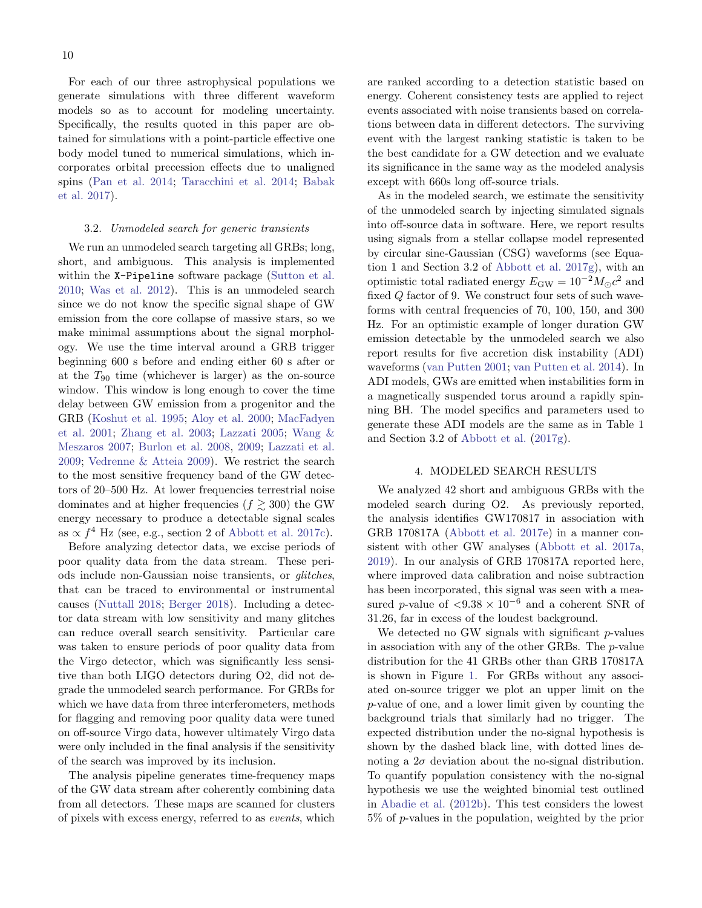For each of our three astrophysical populations we generate simulations with three different waveform models so as to account for modeling uncertainty. Specifically, the results quoted in this paper are obtained for simulations with a point-particle effective one body model tuned to numerical simulations, which incorporates orbital precession effects due to unaligned spins (Pan et al. 2014; Taracchini et al. 2014; Babak et al. 2017).

### 3.2. *Unmodeled search for generic transients*

We run an unmodeled search targeting all GRBs; long, short, and ambiguous. This analysis is implemented within the `X-Pipeline` software package (Sutton et al. 2010; Was et al. 2012). This is an unmodeled search since we do not know the specific signal shape of GW emission from the core collapse of massive stars, so we make minimal assumptions about the signal morphology. We use the time interval around a GRB trigger beginning 600 s before and ending either 60 s after or at the $T_{90}$ time (whichever is larger) as the on-source window. This window is long enough to cover the time delay between GW emission from a progenitor and the GRB (Koshut et al. 1995; Aloy et al. 2000; MacFadyen et al. 2001; Zhang et al. 2003; Lazzati 2005; Wang & Meszaros 2007; Burlon et al. 2008, 2009; Lazzati et al. 2009; Vedrenne & Atteia 2009). We restrict the search to the most sensitive frequency band of the GW detectors of 20–500 Hz. At lower frequencies terrestrial noise dominates and at higher frequencies ($f \gtrsim 300$) the GW energy necessary to produce a detectable signal scales as $\propto f^4$ Hz (see, e.g., section 2 of Abbott et al. 2017c).

Before analyzing detector data, we excise periods of poor quality data from the data stream. These periods include non-Gaussian noise transients, or *glitches*, that can be traced to environmental or instrumental causes (Nuttall 2018; Berger 2018). Including a detector data stream with low sensitivity and many glitches can reduce overall search sensitivity. Particular care was taken to ensure periods of poor quality data from the Virgo detector, which was significantly less sensitive than both LIGO detectors during O2, did not degrade the unmodeled search performance. For GRBs for which we have data from three interferometers, methods for flagging and removing poor quality data were tuned on off-source Virgo data, however ultimately Virgo data were only included in the final analysis if the sensitivity of the search was improved by its inclusion.

The analysis pipeline generates time-frequency maps of the GW data stream after coherently combining data from all detectors. These maps are scanned for clusters of pixels with excess energy, referred to as *events*, which are ranked according to a detection statistic based on energy. Coherent consistency tests are applied to reject events associated with noise transients based on correlations between data in different detectors. The surviving event with the largest ranking statistic is taken to be the best candidate for a GW detection and we evaluate its significance in the same way as the modeled analysis except with 660s long off-source trials.

As in the modeled search, we estimate the sensitivity of the unmodeled search by injecting simulated signals into off-source data in software. Here, we report results using signals from a stellar collapse model represented by circular sine-Gaussian (CSG) waveforms (see Equation 1 and Section 3.2 of Abbott et al. 2017g), with an optimistic total radiated energy $E_{\rm GW} = 10^{-2} M_{\odot} c^2$ and fixed $Q$ factor of 9. We construct four sets of such waveforms with central frequencies of 70, 100, 150, and 300 Hz. For an optimistic example of longer duration GW emission detectable by the unmodeled search we also report results for five accretion disk instability (ADI) waveforms (van Putten 2001; van Putten et al. 2014). In ADI models, GWs are emitted when instabilities form in a magnetically suspended torus around a rapidly spinning BH. The model specifics and parameters used to generate these ADI models are the same as in Table 1 and Section 3.2 of Abbott et al. (2017g).

## 4. MODELED SEARCH RESULTS

We analyzed 42 short and ambiguous GRBs with the modeled search during O2. As previously reported, the analysis identifies GW170817 in association with GRB 170817A (Abbott et al. 2017e) in a manner consistent with other GW analyses (Abbott et al. 2017a, 2019). In our analysis of GRB 170817A reported here, where improved data calibration and noise subtraction has been incorporated, this signal was seen with a measured $p$-value of $<9.38 \times 10^{-6}$ and a coherent SNR of 31.26, far in excess of the loudest background.

We detected no GW signals with significant $p$-values in association with any of the other GRBs. The $p$-value distribution for the 41 GRBs other than GRB 170817A is shown in Figure 1. For GRBs without any associated on-source trigger we plot an upper limit on the $p$-value of one, and a lower limit given by counting the background trials that similarly had no trigger. The expected distribution under the no-signal hypothesis is shown by the dashed black line, with dotted lines denoting a $2\sigma$ deviation about the no-signal distribution. To quantify population consistency with the no-signal hypothesis we use the weighted binomial test outlined in Abadie et al. (2012b). This test considers the lowest 5% of $p$-values in the population, weighted by the prior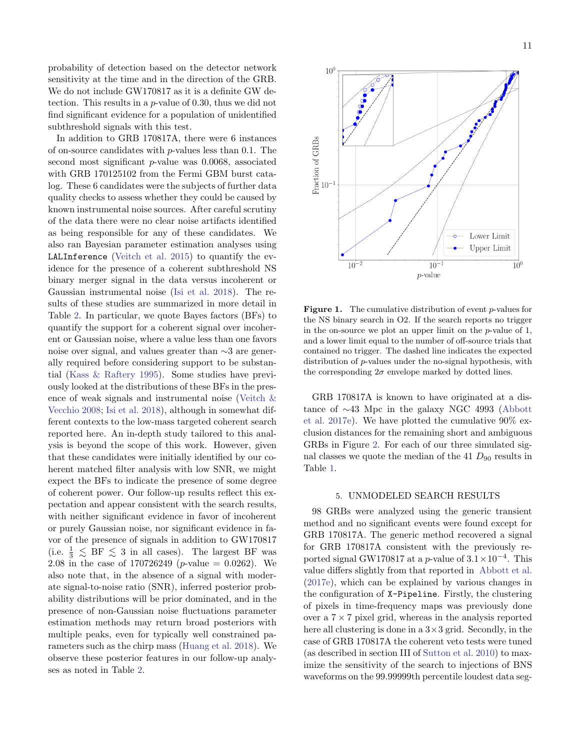probability of detection based on the detector network sensitivity at the time and in the direction of the GRB. We do not include GW170817 as it is a definite GW detection. This results in a $p$-value of 0.30, thus we did not find significant evidence for a population of unidentified subthreshold signals with this test.

In addition to GRB 170817A, there were 6 instances of on-source candidates with $p$-values less than 0.1. The second most significant $p$-value was 0.0068, associated with GRB 170125102 from the Fermi GBM burst catalog. These 6 candidates were the subjects of further data quality checks to assess whether they could be caused by known instrumental noise sources. After careful scrutiny of the data there were no clear noise artifacts identified as being responsible for any of these candidates. We also ran Bayesian parameter estimation analyses using `LALInference` (Veitch et al. 2015) to quantify the evidence for the presence of a coherent subthreshold NS binary merger signal in the data versus incoherent or Gaussian instrumental noise (Isi et al. 2018). The results of these studies are summarized in more detail in Table 2. In particular, we quote Bayes factors (BFs) to quantify the support for a coherent signal over incoherent or Gaussian noise, where a value less than one favors noise over signal, and values greater than ∼3 are generally required before considering support to be substantial (Kass & Raftery 1995). Some studies have previously looked at the distributions of these BFs in the presence of weak signals and instrumental noise (Veitch & Vecchio 2008; Isi et al. 2018), although in somewhat different contexts to the low-mass targeted coherent search reported here. An in-depth study tailored to this analysis is beyond the scope of this work. However, given that these candidates were initially identified by our coherent matched filter analysis with low SNR, we might expect the BFs to indicate the presence of some degree of coherent power. Our follow-up results reflect this expectation and appear consistent with the search results, with neither significant evidence in favor of incoherent or purely Gaussian noise, nor significant evidence in favor of the presence of signals in addition to GW170817 (i.e. $\frac{1}{3} \lesssim$ BF $\lesssim 3$ in all cases). The largest BF was 2.08 in the case of 170726249 ($p$-value = 0.0262). We also note that, in the absence of a signal with moderate signal-to-noise ratio (SNR), inferred posterior probability distributions will be prior dominated, and in the presence of non-Gaussian noise fluctuations parameter estimation methods may return broad posteriors with multiple peaks, even for typically well constrained parameters such as the chirp mass (Huang et al. 2018). We observe these posterior features in our follow-up analyses as noted in Table 2.

**Figure 1.** The cumulative distribution of event $p$-values for the NS binary search in O2. If the search reports no trigger in the on-source we plot an upper limit on the $p$-value of 1, and a lower limit equal to the number of off-source trials that contained no trigger. The dashed line indicates the expected distribution of $p$-values under the no-signal hypothesis, with the corresponding $2\sigma$ envelope marked by dotted lines.

GRB 170817A is known to have originated at a distance of ∼43 Mpc in the galaxy NGC 4993 (Abbott et al. 2017e). We have plotted the cumulative 90% exclusion distances for the remaining short and ambiguous GRBs in Figure 2. For each of our three simulated signal classes we quote the median of the 41 $D_{90}$ results in Table 1.

## 5. UNMODELED SEARCH RESULTS

98 GRBs were analyzed using the generic transient method and no significant events were found except for GRB 170817A. The generic method recovered a signal for GRB 170817A consistent with the previously reported signal GW170817 at a $p$-value of $3.1 \times 10^{-4}$. This value differs slightly from that reported in Abbott et al. (2017e), which can be explained by various changes in the configuration of `X-Pipeline`. Firstly, the clustering of pixels in time-frequency maps was previously done over a $7 \times 7$ pixel grid, whereas in the analysis reported here all clustering is done in a $3 \times 3$ grid. Secondly, in the case of GRB 170817A the coherent veto tests were tuned (as described in section III of Sutton et al. 2010) to maximize the sensitivity of the search to injections of BNS waveforms on the 99.99999th percentile loudest data seg-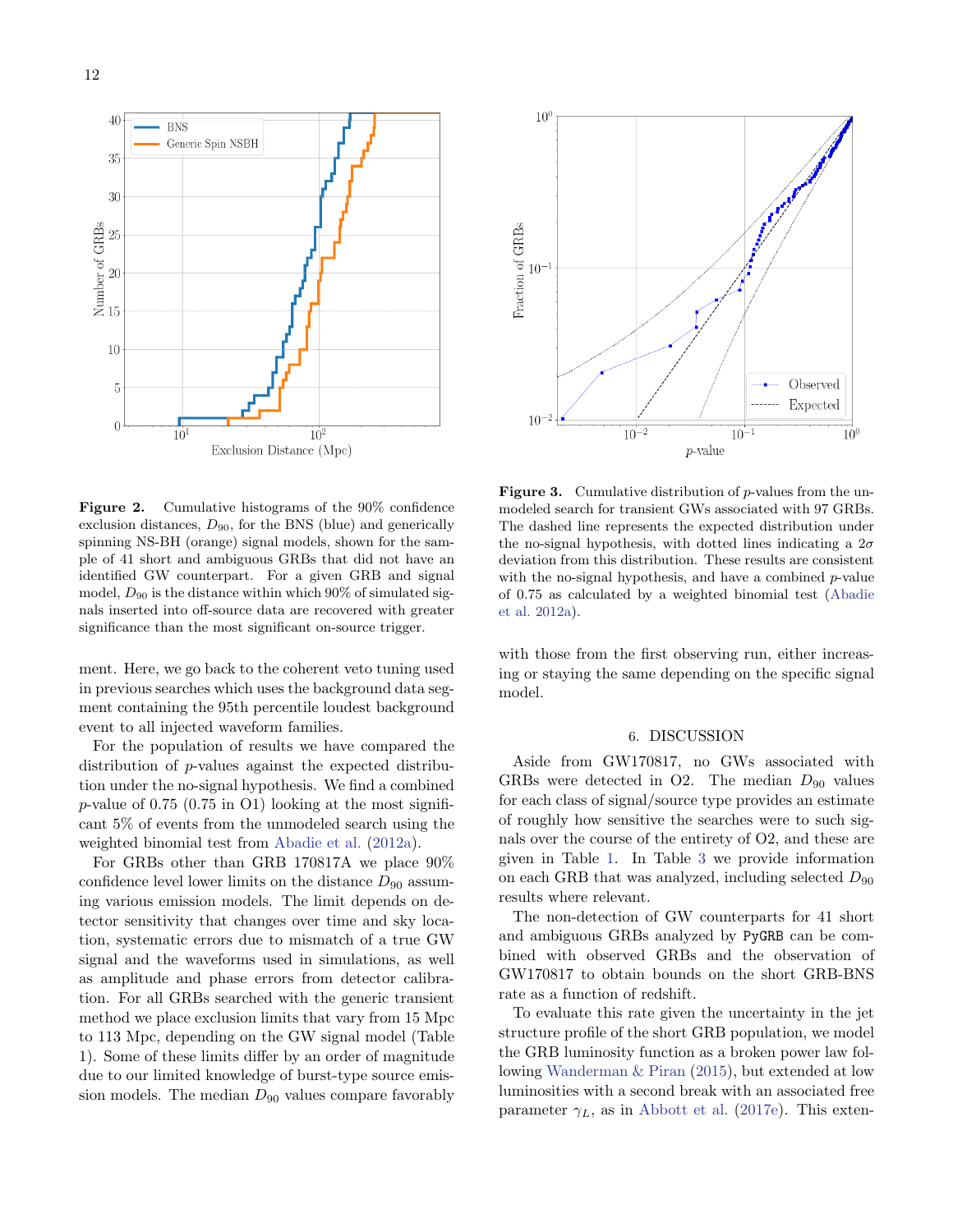**Figure 2.** Cumulative histograms of the 90% confidence exclusion distances, $D_{90}$, for the BNS (blue) and generically spinning NS-BH (orange) signal models, shown for the sample of 41 short and ambiguous GRBs that did not have an identified GW counterpart. For a given GRB and signal model, $D_{90}$ is the distance within which 90% of simulated signals inserted into off-source data are recovered with greater significance than the most significant on-source trigger.

**Figure 3.** Cumulative distribution of $p$-values from the unmodeled search for transient GWs associated with 97 GRBs. The dashed line represents the expected distribution under the no-signal hypothesis, with dotted lines indicating a $2\sigma$ deviation from this distribution. These results are consistent with the no-signal hypothesis, and have a combined $p$-value of 0.75 as calculated by a weighted binomial test (Abadie et al. 2012a).

ment. Here, we go back to the coherent veto tuning used in previous searches which uses the background data segment containing the 95th percentile loudest background event to all injected waveform families.

For the population of results we have compared the distribution of $p$-values against the expected distribution under the no-signal hypothesis. We find a combined $p$-value of 0.75 (0.75 in O1) looking at the most significant 5% of events from the unmodeled search using the weighted binomial test from Abadie et al. (2012a).

For GRBs other than GRB 170817A we place 90% confidence level lower limits on the distance $D_{90}$ assuming various emission models. The limit depends on detector sensitivity that changes over time and sky location, systematic errors due to mismatch of a true GW signal and the waveforms used in simulations, as well as amplitude and phase errors from detector calibration. For all GRBs searched with the generic transient method we place exclusion limits that vary from 15 Mpc to 113 Mpc, depending on the GW signal model (Table 1). Some of these limits differ by an order of magnitude due to our limited knowledge of burst-type source emission models. The median $D_{90}$ values compare favorably with those from the first observing run, either increasing or staying the same depending on the specific signal model.

## 6. DISCUSSION

Aside from GW170817, no GWs associated with GRBs were detected in O2. The median $D_{90}$ values for each class of signal/source type provides an estimate of roughly how sensitive the searches were to such signals over the course of the entirety of O2, and these are given in Table 1. In Table 3 we provide information on each GRB that was analyzed, including selected $D_{90}$ results where relevant.

The non-detection of GW counterparts for 41 short and ambiguous GRBs analyzed by PyGRB can be combined with observed GRBs and the observation of GW170817 to obtain bounds on the short GRB-BNS rate as a function of redshift.

To evaluate this rate given the uncertainty in the jet structure profile of the short GRB population, we model the GRB luminosity function as a broken power law following Wanderman & Piran (2015), but extended at low luminosities with a second break with an associated free parameter $\gamma_L$, as in Abbott et al. (2017e). This exten-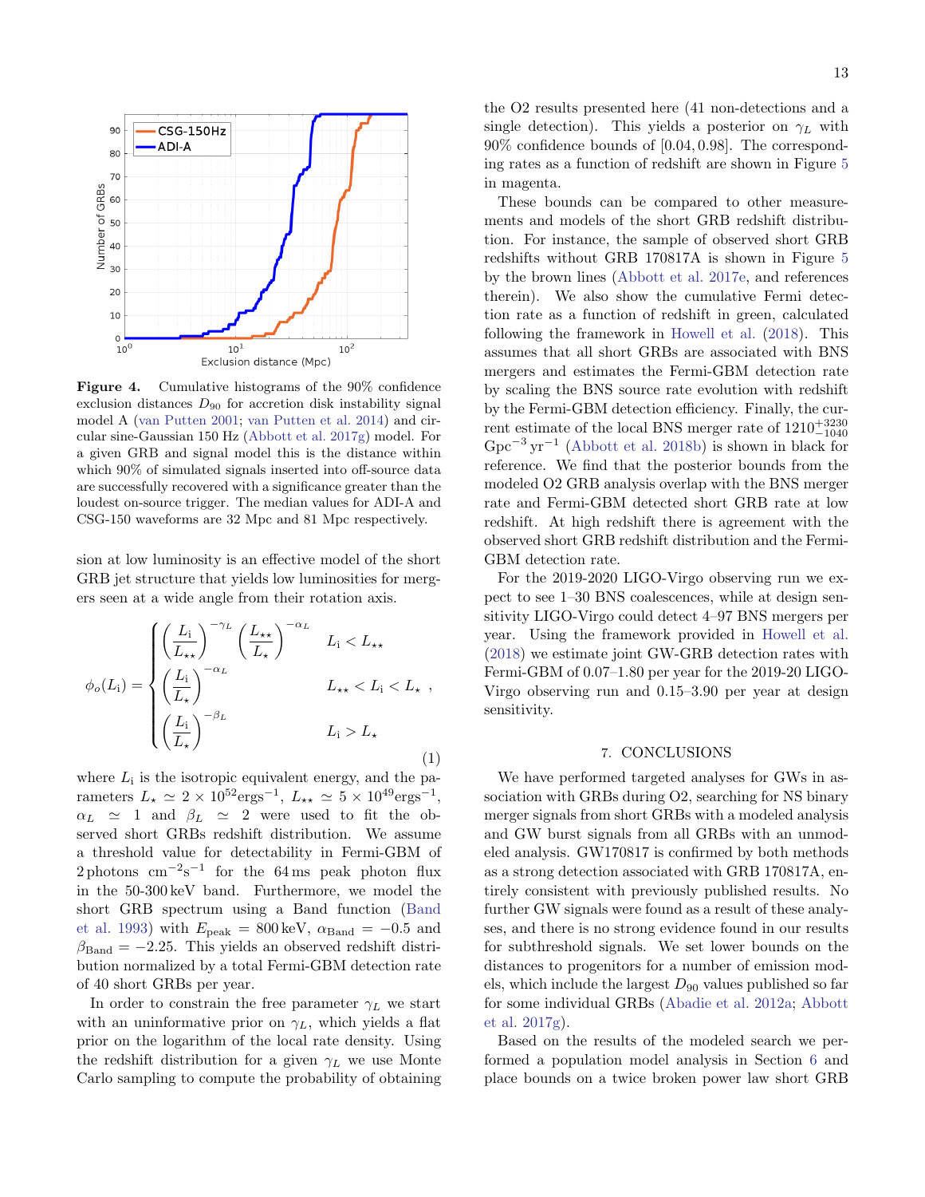**Figure 4.** Cumulative histograms of the 90% confidence exclusion distances $D_{90}$ for accretion disk instability signal model A (van Putten 2001; van Putten et al. 2014) and circular sine-Gaussian 150 Hz (Abbott et al. 2017g) model. For a given GRB and signal model this is the distance within which 90% of simulated signals inserted into off-source data are successfully recovered with a significance greater than the loudest on-source trigger. The median values for ADI-A and CSG-150 waveforms are 32 Mpc and 81 Mpc respectively.

sion at low luminosity is an effective model of the short GRB jet structure that yields low luminosities for mergers seen at a wide angle from their rotation axis.

$$\phi_o(L_\mathrm{i}) = \begin{cases} \left(\dfrac{L_\mathrm{i}}{L_{\star\star}}\right)^{-\gamma_L} \left(\dfrac{L_{\star\star}}{L_\star}\right)^{-\alpha_L} & L_\mathrm{i} < L_{\star\star} \\ \left(\dfrac{L_\mathrm{i}}{L_\star}\right)^{-\alpha_L} & L_{\star\star} < L_\mathrm{i} < L_\star \\ \left(\dfrac{L_\mathrm{i}}{L_\star}\right)^{-\beta_L} & L_\mathrm{i} > L_\star \end{cases}, \tag{1}$$

where $L_\mathrm{i}$ is the isotropic equivalent energy, and the parameters $L_\star \simeq 2 \times 10^{52}\mathrm{erg s}^{-1}$, $L_{\star\star} \simeq 5 \times 10^{49}\mathrm{erg s}^{-1}$, $\alpha_L \simeq 1$ and $\beta_L \simeq 2$ were used to fit the observed short GRBs redshift distribution. We assume a threshold value for detectability in Fermi-GBM of 2 photons $\mathrm{cm}^{-2}\mathrm{s}^{-1}$ for the 64 ms peak photon flux in the 50-300 keV band. Furthermore, we model the short GRB spectrum using a Band function (Band et al. 1993) with $E_\mathrm{peak} = 800\,\mathrm{keV}$, $\alpha_\mathrm{Band} = -0.5$ and $\beta_\mathrm{Band} = -2.25$. This yields an observed redshift distribution normalized by a total Fermi-GBM detection rate of 40 short GRBs per year.

In order to constrain the free parameter $\gamma_L$ we start with an uninformative prior on $\gamma_L$, which yields a flat prior on the logarithm of the local rate density. Using the redshift distribution for a given $\gamma_L$ we use Monte Carlo sampling to compute the probability of obtaining the O2 results presented here (41 non-detections and a single detection). This yields a posterior on $\gamma_L$ with 90% confidence bounds of [0.04, 0.98]. The corresponding rates as a function of redshift are shown in Figure 5 in magenta.

These bounds can be compared to other measurements and models of the short GRB redshift distribution. For instance, the sample of observed short GRB redshifts without GRB 170817A is shown in Figure 5 by the brown lines (Abbott et al. 2017e, and references therein). We also show the cumulative Fermi detection rate as a function of redshift in green, calculated following the framework in Howell et al. (2018). This assumes that all short GRBs are associated with BNS mergers and estimates the Fermi-GBM detection rate by scaling the BNS source rate evolution with redshift by the Fermi-GBM detection efficiency. Finally, the current estimate of the local BNS merger rate of $1210^{+3230}_{-1040}$ $\mathrm{Gpc}^{-3}\,\mathrm{yr}^{-1}$ (Abbott et al. 2018b) is shown in black for reference. We find that the posterior bounds from the modeled O2 GRB analysis overlap with the BNS merger rate and Fermi-GBM detected short GRB rate at low redshift. At high redshift there is agreement with the observed short GRB redshift distribution and the Fermi-GBM detection rate.

For the 2019-2020 LIGO-Virgo observing run we expect to see 1–30 BNS coalescences, while at design sensitivity LIGO-Virgo could detect 4–97 BNS mergers per year. Using the framework provided in Howell et al. (2018) we estimate joint GW-GRB detection rates with Fermi-GBM of 0.07–1.80 per year for the 2019-20 LIGO-Virgo observing run and 0.15–3.90 per year at design sensitivity.

## 7. CONCLUSIONS

We have performed targeted analyses for GWs in association with GRBs during O2, searching for NS binary merger signals from short GRBs with a modeled analysis and GW burst signals from all GRBs with an unmodeled analysis. GW170817 is confirmed by both methods as a strong detection associated with GRB 170817A, entirely consistent with previously published results. No further GW signals were found as a result of these analyses, and there is no strong evidence found in our results for subthreshold signals. We set lower bounds on the distances to progenitors for a number of emission models, which include the largest $D_{90}$ values published so far for some individual GRBs (Abadie et al. 2012a; Abbott et al. 2017g).

Based on the results of the modeled search we performed a population model analysis in Section 6 and place bounds on a twice broken power law short GRB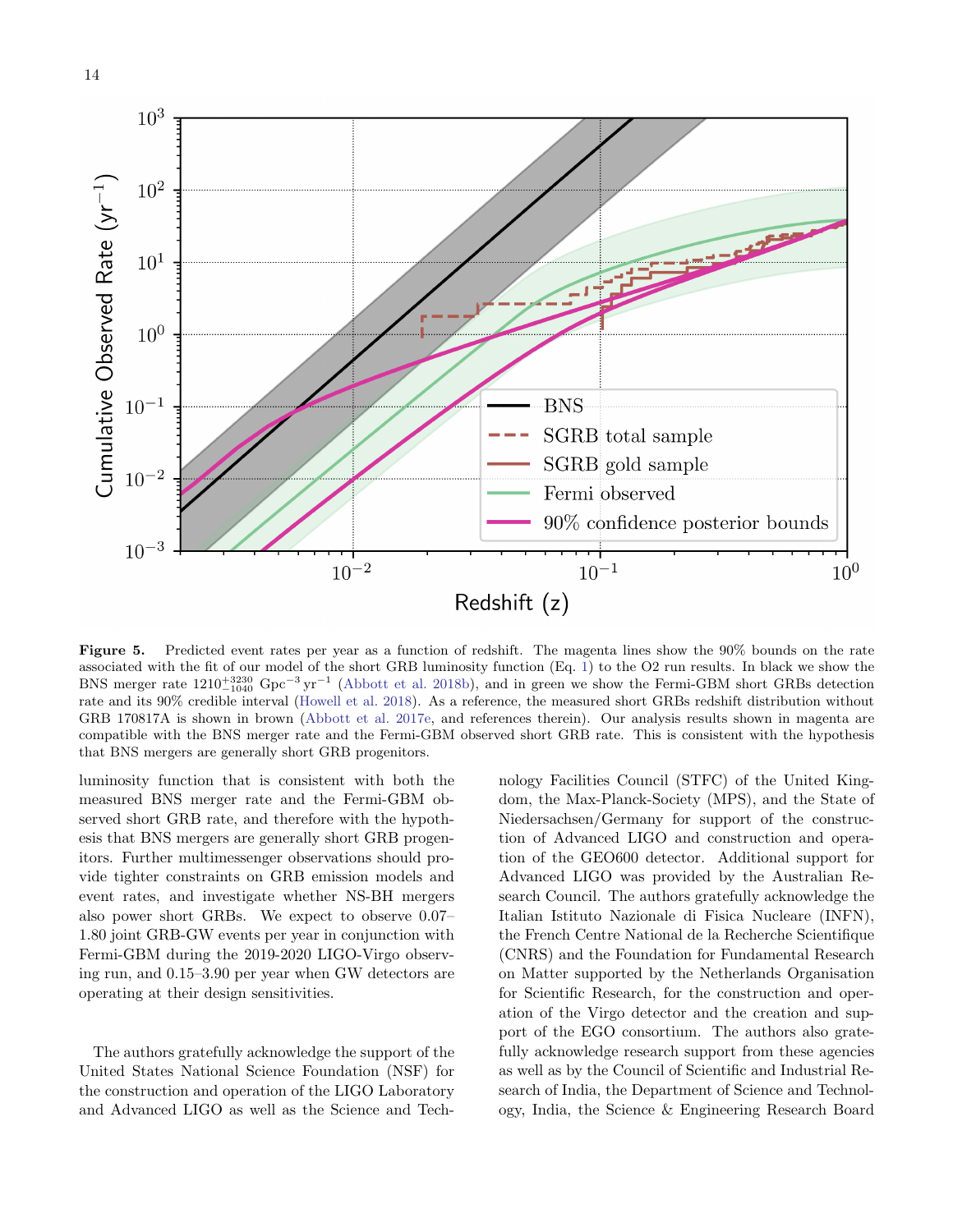**Figure 5.** Predicted event rates per year as a function of redshift. The magenta lines show the 90% bounds on the rate associated with the fit of our model of the short GRB luminosity function (Eq. 1) to the O2 run results. In black we show the BNS merger rate $1210^{+3230}_{-1040}$ Gpc$^{-3}$ yr$^{-1}$ (Abbott et al. 2018b), and in green we show the Fermi-GBM short GRBs detection rate and its 90% credible interval (Howell et al. 2018). As a reference, the measured short GRBs redshift distribution without GRB 170817A is shown in brown (Abbott et al. 2017e, and references therein). Our analysis results shown in magenta are compatible with the BNS merger rate and the Fermi-GBM observed short GRB rate. This is consistent with the hypothesis that BNS mergers are generally short GRB progenitors.

luminosity function that is consistent with both the measured BNS merger rate and the Fermi-GBM observed short GRB rate, and therefore with the hypothesis that BNS mergers are generally short GRB progenitors. Further multimessenger observations should provide tighter constraints on GRB emission models and event rates, and investigate whether NS-BH mergers also power short GRBs. We expect to observe 0.07–1.80 joint GRB-GW events per year in conjunction with Fermi-GBM during the 2019-2020 LIGO-Virgo observing run, and 0.15–3.90 per year when GW detectors are operating at their design sensitivities.

The authors gratefully acknowledge the support of the United States National Science Foundation (NSF) for the construction and operation of the LIGO Laboratory and Advanced LIGO as well as the Science and Technology Facilities Council (STFC) of the United Kingdom, the Max-Planck-Society (MPS), and the State of Niedersachsen/Germany for support of the construction of Advanced LIGO and construction and operation of the GEO600 detector. Additional support for Advanced LIGO was provided by the Australian Research Council. The authors gratefully acknowledge the Italian Istituto Nazionale di Fisica Nucleare (INFN), the French Centre National de la Recherche Scientifique (CNRS) and the Foundation for Fundamental Research on Matter supported by the Netherlands Organisation for Scientific Research, for the construction and operation of the Virgo detector and the creation and support of the EGO consortium. The authors also gratefully acknowledge research support from these agencies as well as by the Council of Scientific and Industrial Research of India, the Department of Science and Technology, India, the Science & Engineering Research Board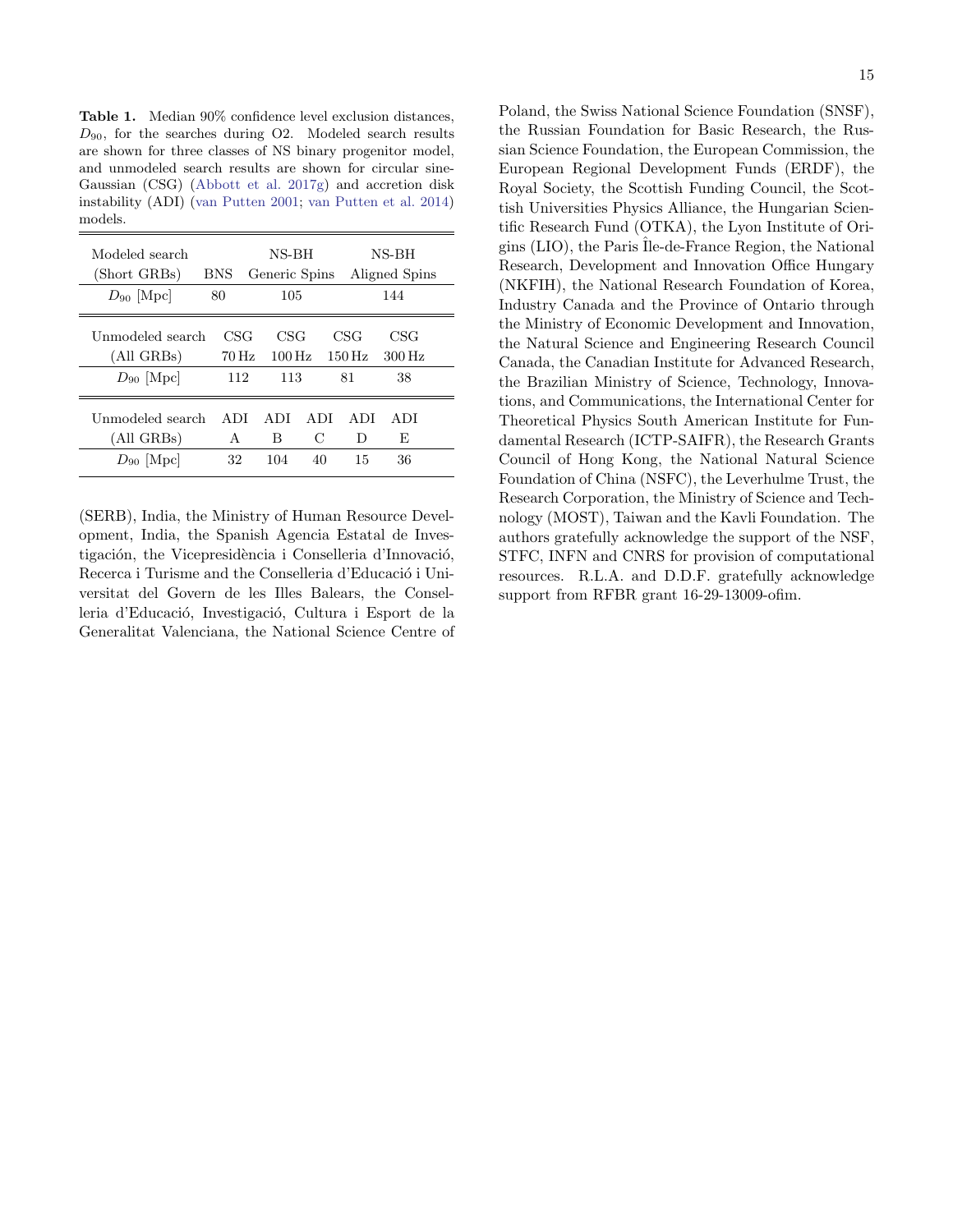**Table 1.** Median 90% confidence level exclusion distances, $D_{90}$, for the searches during O2. Modeled search results are shown for three classes of NS binary progenitor model, and unmodeled search results are shown for circular sine-Gaussian (CSG) (Abbott et al. 2017g) and accretion disk instability (ADI) (van Putten 2001; van Putten et al. 2014) models.

| Modeled search (Short GRBs) | BNS | NS-BH Generic Spins | NS-BH Aligned Spins |
|---|---|---|---|
| $D_{90}$ [Mpc] | 80 | 105 | 144 |

| Unmodeled search (All GRBs) | CSG 70 Hz | CSG 100 Hz | CSG 150 Hz | CSG 300 Hz |
|---|---|---|---|---|
| $D_{90}$ [Mpc] | 112 | 113 | 81 | 38 |

| Unmodeled search (All GRBs) | ADI A | ADI B | ADI C | ADI D | ADI E |
|---|---|---|---|---|---|
| $D_{90}$ [Mpc] | 32 | 104 | 40 | 15 | 36 |

(SERB), India, the Ministry of Human Resource Development, India, the Spanish Agencia Estatal de Investigación, the Vicepresidència i Conselleria d'Innovació, Recerca i Turisme and the Conselleria d'Educació i Universitat del Govern de les Illes Balears, the Conselleria d'Educació, Investigació, Cultura i Esport de la Generalitat Valenciana, the National Science Centre of Poland, the Swiss National Science Foundation (SNSF), the Russian Foundation for Basic Research, the Russian Science Foundation, the European Commission, the European Regional Development Funds (ERDF), the Royal Society, the Scottish Funding Council, the Scottish Universities Physics Alliance, the Hungarian Scientific Research Fund (OTKA), the Lyon Institute of Origins (LIO), the Paris Île-de-France Region, the National Research, Development and Innovation Office Hungary (NKFIH), the National Research Foundation of Korea, Industry Canada and the Province of Ontario through the Ministry of Economic Development and Innovation, the Natural Science and Engineering Research Council Canada, the Canadian Institute for Advanced Research, the Brazilian Ministry of Science, Technology, Innovations, and Communications, the International Center for Theoretical Physics South American Institute for Fundamental Research (ICTP-SAIFR), the Research Grants Council of Hong Kong, the National Natural Science Foundation of China (NSFC), the Leverhulme Trust, the Research Corporation, the Ministry of Science and Technology (MOST), Taiwan and the Kavli Foundation. The authors gratefully acknowledge the support of the NSF, STFC, INFN and CNRS for provision of computational resources. R.L.A. and D.D.F. gratefully acknowledge support from RFBR grant 16-29-13009-ofim.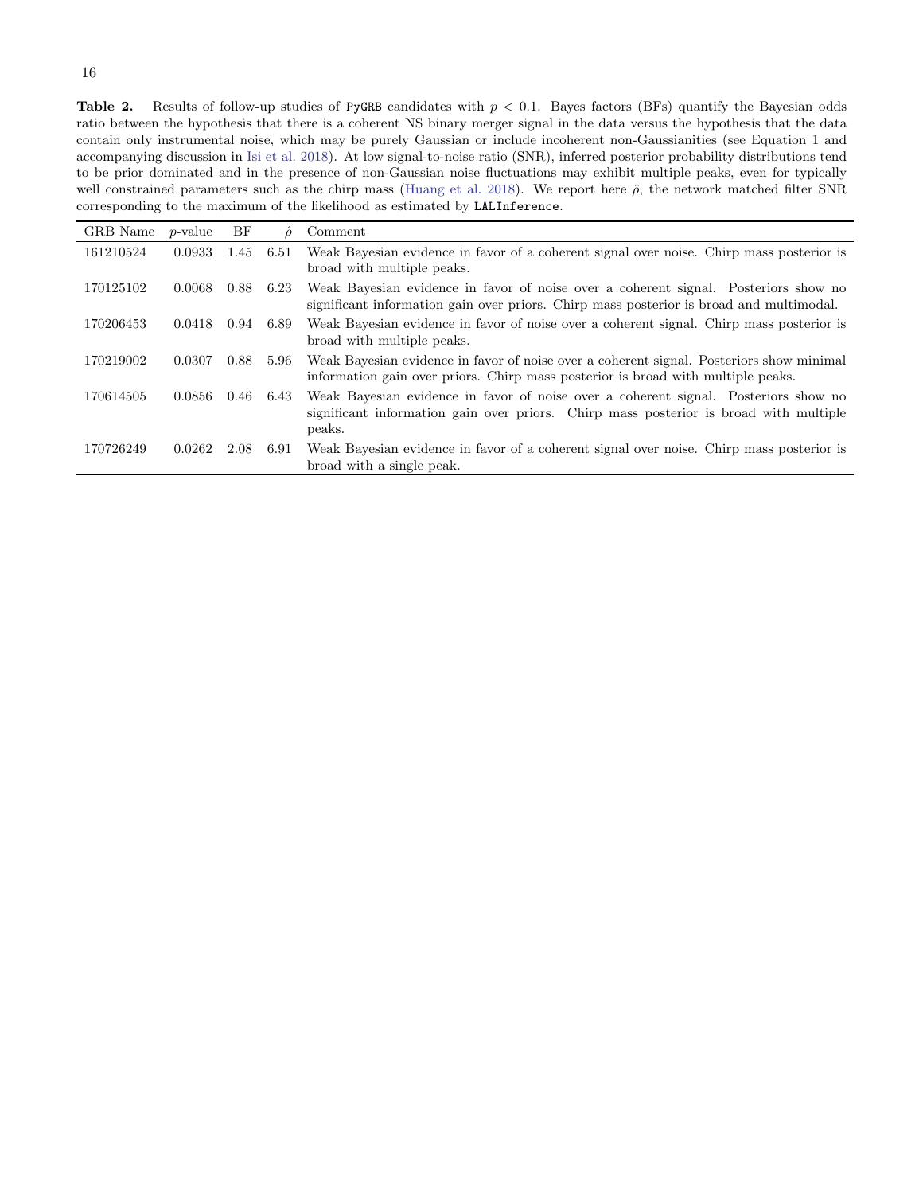**Table 2.** Results of follow-up studies of `PyGRB` candidates with $p < 0.1$. Bayes factors (BFs) quantify the Bayesian odds ratio between the hypothesis that there is a coherent NS binary merger signal in the data versus the hypothesis that the data contain only instrumental noise, which may be purely Gaussian or include incoherent non-Gaussianities (see Equation 1 and accompanying discussion in Isi et al. 2018). At low signal-to-noise ratio (SNR), inferred posterior probability distributions tend to be prior dominated and in the presence of non-Gaussian noise fluctuations may exhibit multiple peaks, even for typically well constrained parameters such as the chirp mass (Huang et al. 2018). We report here $\hat{\rho}$, the network matched filter SNR corresponding to the maximum of the likelihood as estimated by `LALInference`.

| GRB Name | $p$-value | BF | $\hat{\rho}$ | Comment |
|---|---|---|---|---|
| 161210524 | 0.0933 | 1.45 | 6.51 | Weak Bayesian evidence in favor of a coherent signal over noise. Chirp mass posterior is broad with multiple peaks. |
| 170125102 | 0.0068 | 0.88 | 6.23 | Weak Bayesian evidence in favor of noise over a coherent signal. Posteriors show no significant information gain over priors. Chirp mass posterior is broad and multimodal. |
| 170206453 | 0.0418 | 0.94 | 6.89 | Weak Bayesian evidence in favor of noise over a coherent signal. Chirp mass posterior is broad with multiple peaks. |
| 170219002 | 0.0307 | 0.88 | 5.96 | Weak Bayesian evidence in favor of noise over a coherent signal. Posteriors show minimal information gain over priors. Chirp mass posterior is broad with multiple peaks. |
| 170614505 | 0.0856 | 0.46 | 6.43 | Weak Bayesian evidence in favor of noise over a coherent signal. Posteriors show no significant information gain over priors. Chirp mass posterior is broad with multiple peaks. |
| 170726249 | 0.0262 | 2.08 | 6.91 | Weak Bayesian evidence in favor of a coherent signal over noise. Chirp mass posterior is broad with a single peak. |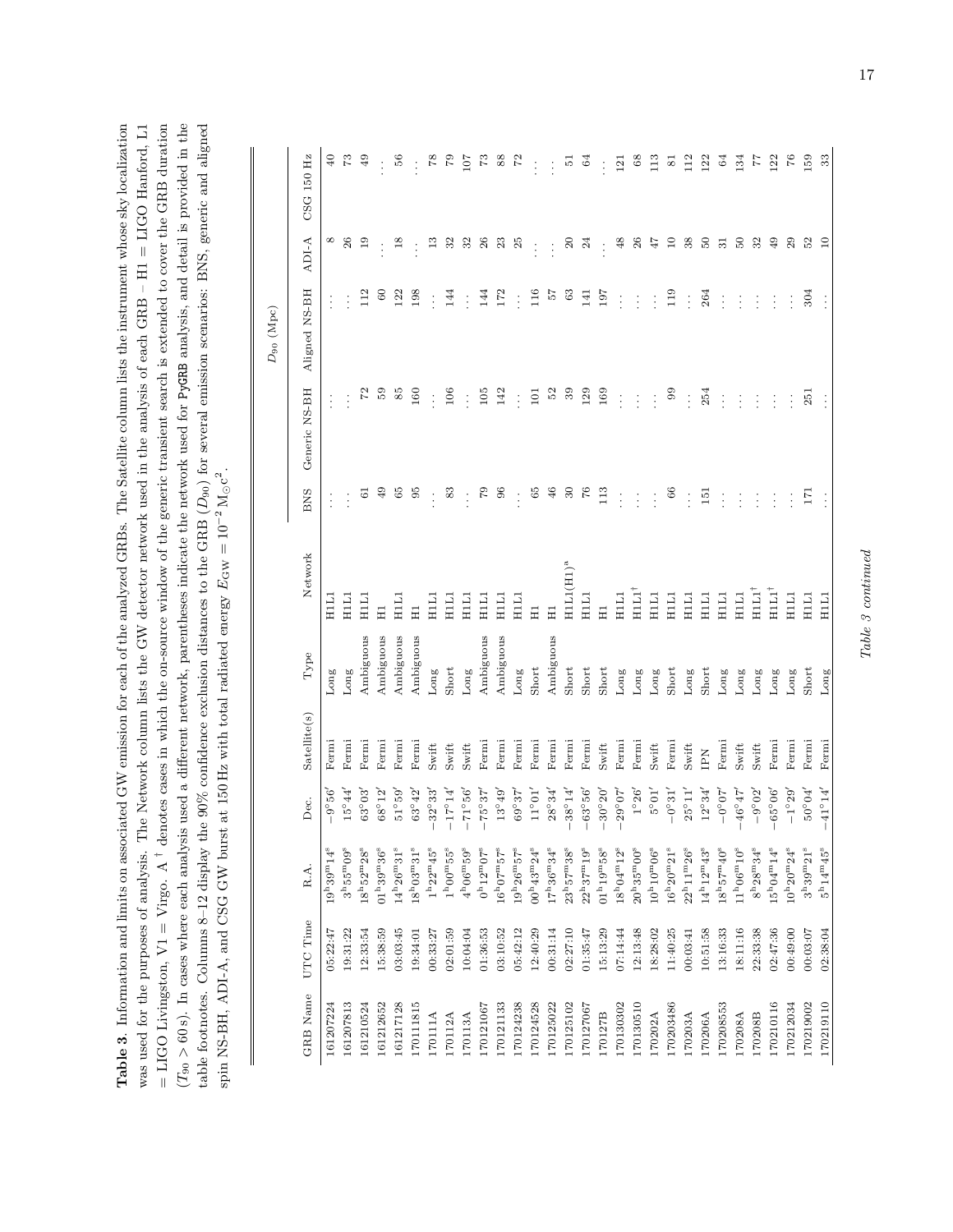**Table 3.** Information and limits on associated GW emission for each of the analyzed GRBs. The Satellite column lists the instrument whose sky localization was used for the purposes of analysis. The Network column lists the GW detector network used in the analysis of each GRB – H1 = LIGO Hanford, L1 = LIGO Livingston, V1 = Virgo. A † denotes cases in which the on-source window of the generic transient search is extended to cover the GRB duration ($T_{90} > 60$ s). In cases where each analysis used a different network, parentheses indicate the network used for PyGRB analysis, and detail is provided in the table footnotes. Columns 8–12 display the 90% confidence exclusion distances to the GRB ($D_{90}$) for several emission scenarios: BNS, generic and aligned spin NS-BH, ADI-A, and CSG GW burst at 150 Hz with total radiated energy $E_{\rm GW} = 10^{-2}\,{\rm M_{\odot}c^2}$.

| GRB Name | UTC Time | R.A. | Dec. | Satellite(s) | Type | Network | $D_{90}$ (Mpc) | | | | |
|---|---|---|---|---|---|---|---|---|---|---|---|
| | | | | | | | BNS | Generic NS-BH | Aligned NS-BH | ADI-A | CSG 150 Hz |
| 161207224 | 05:22:47 | $19^{\rm h}39^{\rm m}14^{\rm s}$ | $-9°56'$ | Fermi | Long | H1L1 | ... | ... | ... | 8 | 40 |
| 161207813 | 19:31:22 | $3^{\rm h}55^{\rm m}09^{\rm s}$ | $15°44'$ | Fermi | Long | H1L1 | ... | ... | ... | 26 | 73 |
| 161210524 | 12:33:54 | $18^{\rm h}52^{\rm m}28^{\rm s}$ | $63°03'$ | Fermi | Ambiguous | H1L1 | 61 | 72 | 112 | 19 | 49 |
| 161212652 | 15:38:59 | $01^{\rm h}39^{\rm m}36^{\rm s}$ | $68°12'$ | Fermi | Ambiguous | H1 | 49 | 59 | 60 | ... | ... |
| 161217128 | 03:03:45 | $14^{\rm h}26^{\rm m}31^{\rm s}$ | $51°59'$ | Fermi | Ambiguous | H1L1 | 65 | 85 | 122 | 18 | 56 |
| 170111815 | 19:34:01 | $18^{\rm h}03^{\rm m}31^{\rm s}$ | $63°42'$ | Fermi | Ambiguous | H1 | 95 | 160 | 198 | ... | ... |
| 170111A | 00:33:27 | $1^{\rm h}22^{\rm m}45^{\rm s}$ | $-32°33'$ | Swift | Long | H1L1 | ... | ... | ... | 13 | 78 |
| 170112A | 02:01:59 | $1^{\rm h}00^{\rm m}55^{\rm s}$ | $-17°14'$ | Swift | Short | H1L1 | 83 | 106 | 144 | 32 | 79 |
| 170113A | 10:04:04 | $4^{\rm h}06^{\rm m}59^{\rm s}$ | $-71°56'$ | Swift | Long | H1L1 | ... | ... | ... | 32 | 107 |
| 170121067 | 01:36:53 | $0^{\rm h}12^{\rm m}07^{\rm s}$ | $-75°37'$ | Fermi | Ambiguous | H1L1 | 79 | 105 | 144 | 26 | 73 |
| 170121133 | 03:10:52 | $16^{\rm h}07^{\rm m}57^{\rm s}$ | $13°49'$ | Fermi | Ambiguous | H1L1 | 96 | 142 | 172 | 23 | 88 |
| 170124238 | 05:42:12 | $19^{\rm h}26^{\rm m}57^{\rm s}$ | $69°37'$ | Fermi | Long | H1L1 | ... | ... | ... | 25 | 72 |
| 170124528 | 12:40:29 | $00^{\rm h}43^{\rm m}24^{\rm s}$ | $11°01'$ | Fermi | Short | H1 | 65 | 101 | 116 | ... | ... |
| 170125022 | 00:31:14 | $17^{\rm h}36^{\rm m}34^{\rm s}$ | $28°34'$ | Fermi | Ambiguous | H1 | 46 | 52 | 57 | ... | ... |
| 170125102 | 02:27:10 | $23^{\rm h}57^{\rm m}38^{\rm s}$ | $-38°14'$ | Fermi | Short | H1L1(H1)[a] | 30 | 39 | 63 | 20 | 51 |
| 170127067 | 01:35:47 | $22^{\rm h}37^{\rm m}19^{\rm s}$ | $-63°56'$ | Fermi | Short | H1L1 | 76 | 129 | 141 | 24 | 64 |
| 170127B | 15:13:29 | $01^{\rm h}19^{\rm m}58^{\rm s}$ | $-30°20'$ | Swift | Short | H1 | 113 | 169 | 197 | ... | ... |
| 170130302 | 07:14:44 | $18^{\rm h}04^{\rm m}12^{\rm s}$ | $-29°07'$ | Fermi | Long | H1L1 | ... | ... | ... | 48 | 121 |
| 170130510 | 12:13:48 | $20^{\rm h}35^{\rm m}00^{\rm s}$ | $1°26'$ | Fermi | Long | H1L1† | ... | ... | ... | 26 | 68 |
| 170202A | 18:28:02 | $10^{\rm h}10^{\rm m}06^{\rm s}$ | $5°01'$ | Swift | Long | H1L1 | ... | ... | ... | 47 | 113 |
| 170203486 | 11:40:25 | $16^{\rm h}20^{\rm m}21^{\rm s}$ | $-0°31'$ | Fermi | Short | H1L1 | 66 | 99 | 119 | 10 | 81 |
| 170203A | 00:03:41 | $22^{\rm h}11^{\rm m}26^{\rm s}$ | $25°11'$ | Swift | Long | H1L1 | ... | ... | ... | 38 | 112 |
| 170206A | 10:51:58 | $14^{\rm h}12^{\rm m}43^{\rm s}$ | $12°34'$ | IPN | Short | H1L1 | 151 | 254 | 264 | 50 | 122 |
| 170208553 | 13:16:33 | $18^{\rm h}57^{\rm m}40^{\rm s}$ | $-0°07'$ | Fermi | Long | H1L1 | ... | ... | ... | 31 | 64 |
| 170208A | 18:11:16 | $11^{\rm h}06^{\rm m}10^{\rm s}$ | $-46°47'$ | Swift | Long | H1L1 | ... | ... | ... | 50 | 134 |
| 170208B | 22:33:38 | $8^{\rm h}28^{\rm m}34^{\rm s}$ | $-9°02'$ | Swift | Long | H1L1† | ... | ... | ... | 32 | 77 |
| 170210116 | 02:47:36 | $15^{\rm h}04^{\rm m}14^{\rm s}$ | $-65°06'$ | Fermi | Long | H1L1† | ... | ... | ... | 49 | 122 |
| 170212034 | 00:49:00 | $10^{\rm h}20^{\rm m}24^{\rm s}$ | $-1°29'$ | Fermi | Long | H1L1 | ... | ... | ... | 29 | 76 |
| 170219002 | 00:03:07 | $3^{\rm h}39^{\rm m}21^{\rm s}$ | $50°04'$ | Fermi | Short | H1L1 | 171 | 251 | 304 | 52 | 159 |
| 170219110 | 02:38:04 | $5^{\rm h}14^{\rm m}45^{\rm s}$ | $-41°14'$ | Fermi | Long | H1L1 | ... | ... | ... | 10 | 33 |

*Table 3 continued*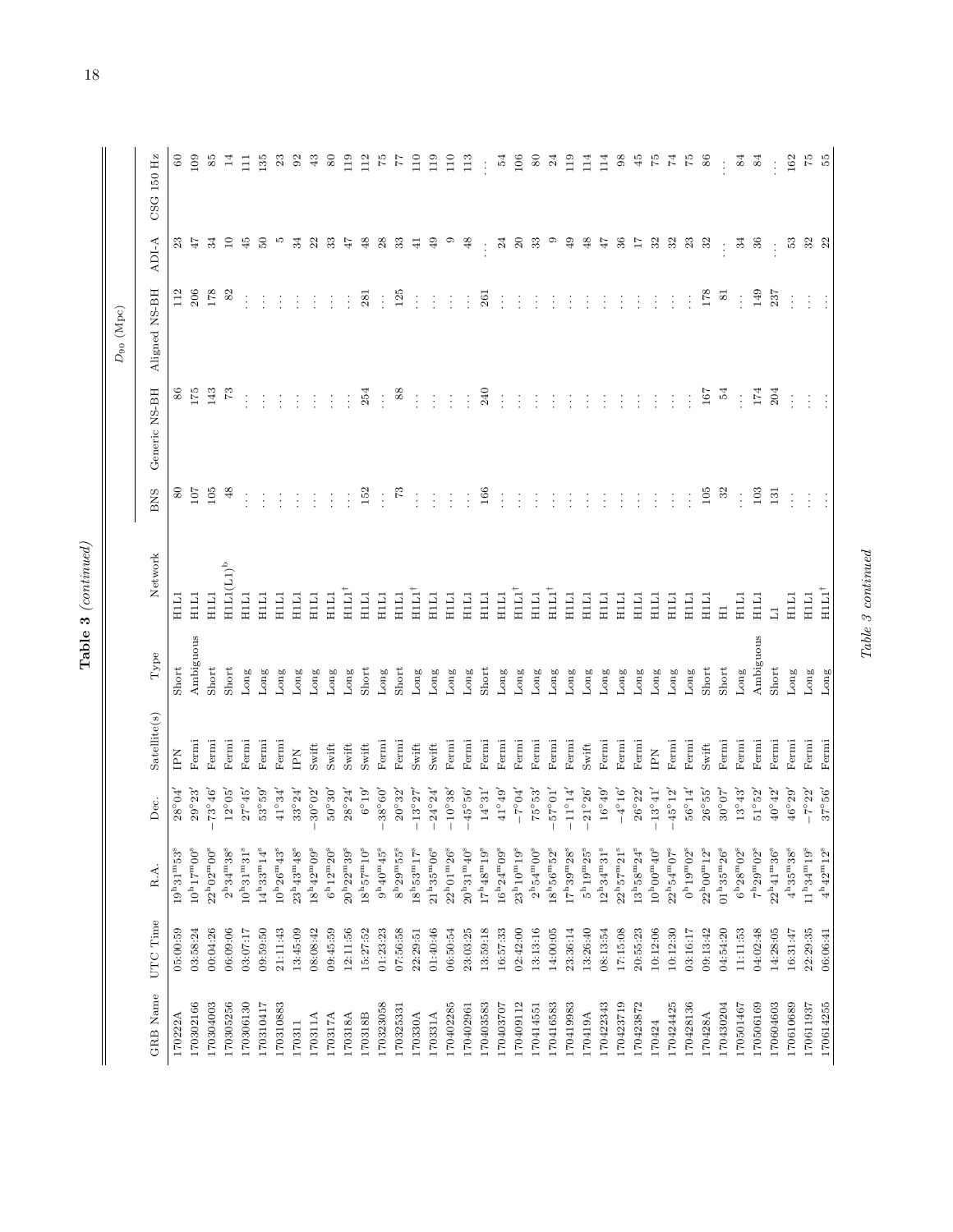**Table 3** *(continued)*

| GRB Name | UTC Time | R.A. | Dec. | Satellite(s) | Type | Network | $D_{90}$ (Mpc) | | | | |
|---|---|---|---|---|---|---|---|---|---|---|---|
| | | | | | | | BNS | Generic NS-BH | Aligned NS-BH | ADI-A | CSG 150 Hz |
| 170222A | 05:00:59 | $19^{h}31^{m}53^{s}$ | $28°04'$ | IPN | Short | H1L1 | 80 | 86 | 112 | 23 | 60 |
| 170302166 | 03:58:24 | $10^{h}17^{m}00^{s}$ | $29°23'$ | Fermi | Ambiguous | H1L1 | 107 | 175 | 206 | 47 | 109 |
| 170304003 | 00:04:26 | $22^{h}02^{m}00^{s}$ | $-73°46'$ | Fermi | Short | H1L1 | 105 | 143 | 178 | 34 | 85 |
| 170305256 | 06:09:06 | $2^{h}34^{m}38^{s}$ | $12°05'$ | Fermi | Short | H1L1(L1)[b] | 48 | 73 | 82 | 10 | 14 |
| 170306130 | 03:07:17 | $10^{h}31^{m}31^{s}$ | $27°45'$ | Fermi | Long | H1L1 | ... | ... | ... | 45 | 111 |
| 170310417 | 09:59:50 | $14^{h}33^{m}14^{s}$ | $53°59'$ | Fermi | Long | H1L1 | ... | ... | ... | 50 | 135 |
| 170310883 | 21:11:43 | $10^{h}26^{m}43^{s}$ | $41°34'$ | Fermi | Long | H1L1 | ... | ... | ... | 5 | 23 |
| 170311 | 13:45:09 | $23^{h}43^{m}48^{s}$ | $33°24'$ | IPN | Long | H1L1 | ... | ... | ... | 34 | 92 |
| 170311A | 08:08:42 | $18^{h}42^{m}09^{s}$ | $-30°02'$ | Swift | Long | H1L1 | ... | ... | ... | 22 | 43 |
| 170317A | 09:45:59 | $6^{h}12^{m}20^{s}$ | $50°30'$ | Swift | Long | H1L1 | ... | ... | ... | 33 | 80 |
| 170318A | 12:11:56 | $20^{h}22^{m}39^{s}$ | $28°24'$ | Swift | Long | H1L1† | ... | ... | ... | 47 | 119 |
| 170318B | 15:27:52 | $18^{h}57^{m}10^{s}$ | $6°19'$ | Swift | Short | H1L1 | 152 | 254 | 281 | 48 | 112 |
| 170323058 | 01:23:23 | $9^{h}40^{m}45^{s}$ | $-38°60'$ | Fermi | Long | H1L1 | ... | ... | ... | 28 | 75 |
| 170325331 | 07:56:58 | $8^{h}29^{m}55^{s}$ | $20°32'$ | Fermi | Short | H1L1 | 73 | 88 | 125 | 33 | 77 |
| 170330A | 22:29:51 | $18^{h}53^{m}17^{s}$ | $-13°27'$ | Swift | Long | H1L1† | ... | ... | ... | 41 | 110 |
| 170331A | 01:40:46 | $21^{h}35^{m}06^{s}$ | $-24°24'$ | Swift | Long | H1L1 | ... | ... | ... | 49 | 119 |
| 170402285 | 06:50:54 | $22^{h}01^{m}26^{s}$ | $-10°38'$ | Fermi | Long | H1L1 | ... | ... | ... | 9 | 110 |
| 170402961 | 23:03:25 | $20^{h}31^{m}40^{s}$ | $-45°56'$ | Fermi | Long | H1L1 | ... | ... | ... | 48 | 113 |
| 170403583 | 13:59:18 | $17^{h}48^{m}19^{s}$ | $14°31'$ | Fermi | Short | H1L1 | 166 | 240 | 261 | ... | ... |
| 170403707 | 16:57:33 | $16^{h}24^{m}09^{s}$ | $41°49'$ | Fermi | Long | H1L1 | ... | ... | ... | 24 | 54 |
| 170409112 | 02:42:00 | $23^{h}10^{m}19^{s}$ | $-7°04'$ | Fermi | Long | H1L1† | ... | ... | ... | 20 | 106 |
| 170414551 | 13:13:16 | $2^{h}54^{m}00^{s}$ | $75°53'$ | Fermi | Long | H1L1 | ... | ... | ... | 33 | 80 |
| 170416583 | 14:00:05 | $18^{h}56^{m}52^{s}$ | $-57°01'$ | Fermi | Long | H1L1† | ... | ... | ... | 9 | 24 |
| 170419983 | 23:36:14 | $17^{h}39^{m}28^{s}$ | $-11°14'$ | Fermi | Long | H1L1 | ... | ... | ... | 49 | 119 |
| 170419A | 13:26:40 | $5^{h}19^{m}25^{s}$ | $-21°26'$ | Swift | Long | H1L1 | ... | ... | ... | 48 | 114 |
| 170422343 | 08:13:54 | $12^{h}34^{m}31^{s}$ | $16°49'$ | Fermi | Long | H1L1 | ... | ... | ... | 47 | 114 |
| 170423719 | 17:15:08 | $22^{h}57^{m}21^{s}$ | $-4°16'$ | Fermi | Long | H1L1 | ... | ... | ... | 36 | 98 |
| 170423872 | 20:55:23 | $13^{h}58^{m}24^{s}$ | $26°22'$ | Fermi | Long | H1L1 | ... | ... | ... | 17 | 45 |
| 170424 | 10:12:06 | $10^{h}00^{m}40^{s}$ | $-13°41'$ | IPN | Long | H1L1 | ... | ... | ... | 32 | 75 |
| 170424425 | 10:12:30 | $22^{h}54^{m}07^{s}$ | $-45°12'$ | Fermi | Long | H1L1 | ... | ... | ... | 32 | 74 |
| 170428136 | 03:16:17 | $0^{h}19^{m}02^{s}$ | $56°14'$ | Fermi | Long | H1L1 | ... | ... | ... | 23 | 75 |
| 170428A | 09:13:42 | $22^{h}00^{m}12^{s}$ | $26°55'$ | Swift | Short | H1L1 | 105 | 167 | 178 | 32 | 86 |
| 170430204 | 04:54:20 | $01^{h}35^{m}26^{s}$ | $30°07'$ | Fermi | Short | H1 | 32 | 54 | 81 | ... | ... |
| 170501467 | 11:11:53 | $6^{h}28^{m}02^{s}$ | $13°43'$ | Fermi | Long | H1L1 | ... | ... | ... | 34 | 84 |
| 170506169 | 04:02:48 | $7^{h}29^{m}02^{s}$ | $51°52'$ | Fermi | Ambiguous | H1L1 | 103 | 174 | 149 | 36 | 84 |
| 170604603 | 14:28:05 | $22^{h}41^{m}36^{s}$ | $40°42'$ | Fermi | Short | L1 | 131 | 204 | 237 | ... | ... |
| 170610689 | 16:31:47 | $4^{h}35^{m}38^{s}$ | $46°29'$ | Fermi | Long | H1L1 | ... | ... | ... | 53 | 162 |
| 170611937 | 22:29:35 | $11^{h}34^{m}19^{s}$ | $-7°22'$ | Fermi | Long | H1L1 | ... | ... | ... | 32 | 75 |
| 170614255 | 06:06:41 | $4^{h}42^{m}12^{s}$ | $37°56'$ | Fermi | Long | H1L1† | ... | ... | ... | 22 | 55 |

*Table 3 continued*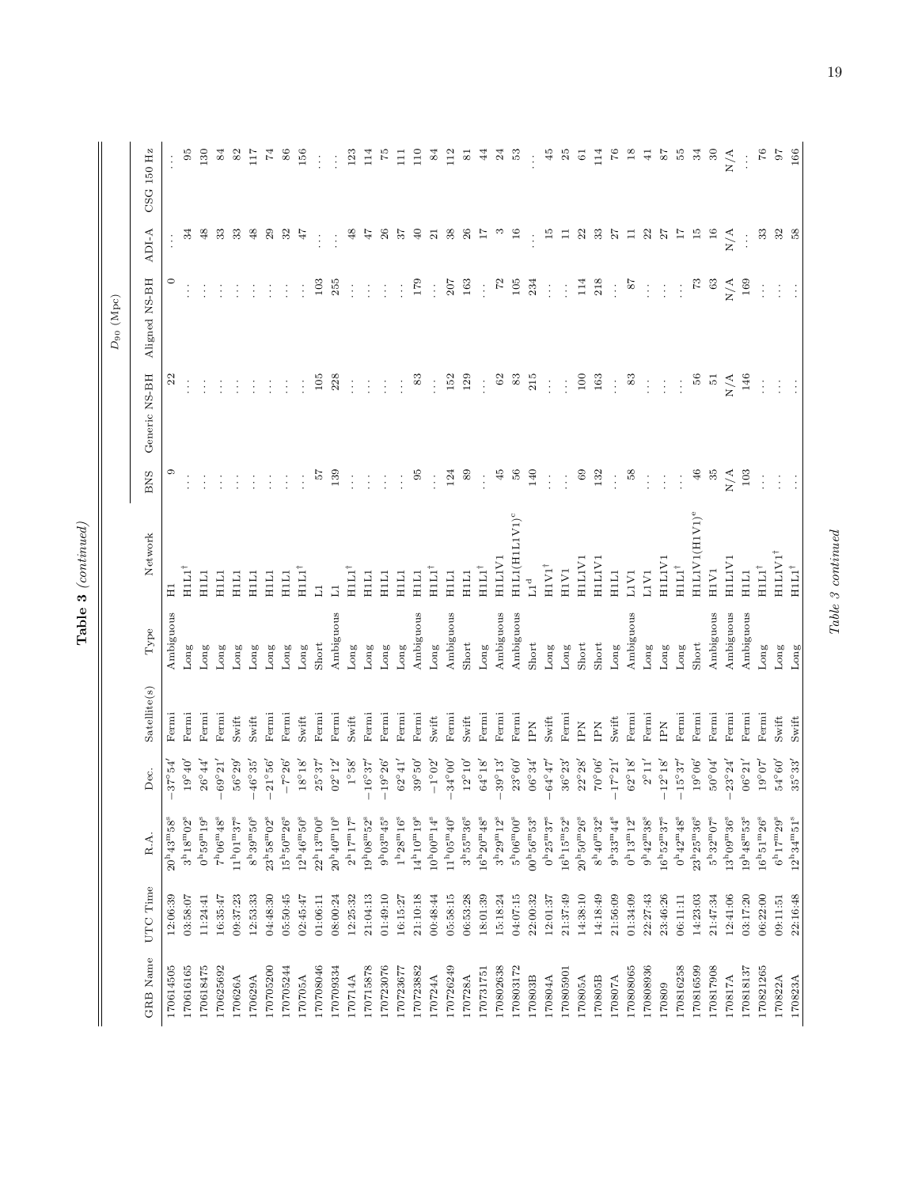**Table 3** *(continued)*

| GRB Name | UTC Time | R.A. | Dec. | Satellite(s) | Type | Network | $D_{90}$ (Mpc) | | | | |
|---|---|---|---|---|---|---|---|---|---|---|---|
| | | | | | | | BNS | Generic NS-BH | Aligned NS-BH | ADI-A | CSG 150 Hz |
| 170614505 | 12:06:39 | $20^h43^m58^s$ | $-37°54'$ | Fermi | Ambiguous | H1 | 9 | 22 | 0 | ... | ... |
| 170616165 | 03:58:07 | $3^h18^m02^s$ | $19°40'$ | Fermi | Long | H1L1[†] | ... | ... | ... | 34 | 95 |
| 170618475 | 11:24:41 | $0^h59^m19^s$ | $26°44'$ | Fermi | Long | H1L1 | ... | ... | ... | 48 | 130 |
| 170625692 | 16:35:47 | $7^h06^m48^s$ | $-69°21'$ | Fermi | Long | H1L1 | ... | ... | ... | 33 | 84 |
| 170626A | 09:37:23 | $11^h01^m37^s$ | $56°29'$ | Swift | Long | H1L1 | ... | ... | ... | 33 | 82 |
| 170629A | 12:53:33 | $8^h39^m50^s$ | $-46°35'$ | Swift | Long | H1L1 | ... | ... | ... | 48 | 117 |
| 170705200 | 04:48:30 | $23^h58^m02^s$ | $-21°56'$ | Fermi | Long | H1L1 | ... | ... | ... | 29 | 74 |
| 170705244 | 05:50:45 | $15^h50^m26^s$ | $-7°26'$ | Fermi | Long | H1L1 | ... | ... | ... | 32 | 86 |
| 170705A | 02:45:47 | $12^h46^m50^s$ | $18°18'$ | Swift | Long | H1L1[†] | ... | ... | ... | 47 | 156 |
| 170708046 | 01:06:11 | $22^h13^m00^s$ | $25°37'$ | Fermi | Short | L1 | 57 | 105 | 103 | ... | ... |
| 170709334 | 08:00:24 | $20^h40^m10^s$ | $02°12'$ | Fermi | Ambiguous | L1 | 139 | 228 | 255 | ... | ... |
| 170714A | 12:25:32 | $2^h17^m17^s$ | $1°58'$ | Swift | Long | H1L1[†] | ... | ... | ... | 48 | 123 |
| 170715878 | 21:04:13 | $19^h08^m52^s$ | $-16°37'$ | Fermi | Long | H1L1 | ... | ... | ... | 47 | 114 |
| 170723076 | 01:49:10 | $9^h03^m45^s$ | $-19°26'$ | Fermi | Long | H1L1 | ... | ... | ... | 26 | 75 |
| 170723677 | 16:15:27 | $1^h28^m16^s$ | $62°41'$ | Fermi | Long | H1L1 | ... | ... | ... | 37 | 111 |
| 170723882 | 21:10:18 | $14^h10^m19^s$ | $39°50'$ | Fermi | Ambiguous | H1L1 | 95 | 83 | 179 | 40 | 110 |
| 170724A | 00:48:44 | $10^h00^m14^s$ | $-1°02'$ | Swift | Long | H1L1[†] | ... | ... | ... | 21 | 84 |
| 170726249 | 05:58:15 | $11^h05^m40^s$ | $-34°00'$ | Fermi | Ambiguous | H1L1 | 124 | 152 | 207 | 38 | 112 |
| 170728A | 06:53:28 | $3^h55^m36^s$ | $12°10'$ | Swift | Short | H1L1 | 89 | 129 | 163 | 26 | 81 |
| 170731751 | 18:01:39 | $16^h20^m48^s$ | $64°18'$ | Fermi | Long | H1L1[†] | ... | ... | ... | 17 | 44 |
| 170802638 | 15:18:24 | $3^h29^m12^s$ | $-39°13'$ | Fermi | Ambiguous | H1L1V1 | 45 | 62 | 72 | 3 | 24 |
| 170803172 | 04:07:15 | $5^h06^m00^s$ | $23°60'$ | Fermi | Ambiguous | H1L1(H1L1V1)[c] | 56 | 83 | 105 | 16 | 53 |
| 170803B | 22:00:32 | $00^h56^m53^s$ | $06°34'$ | IPN | Short | L1[d] | 140 | 215 | 234 | ... | ... |
| 170804A | 12:01:37 | $0^h25^m37^s$ | $-64°47'$ | Swift | Long | H1V1[†] | ... | ... | ... | 15 | 45 |
| 170805901 | 21:37:49 | $16^h15^m52^s$ | $36°23'$ | Fermi | Long | H1V1 | ... | ... | ... | 11 | 25 |
| 170805A | 14:38:10 | $20^h50^m26^s$ | $22°28'$ | IPN | Short | H1L1V1 | 69 | 100 | 114 | 22 | 61 |
| 170805B | 14:18:49 | $8^h40^m32^s$ | $70°06'$ | IPN | Short | H1L1V1 | 132 | 163 | 218 | 33 | 114 |
| 170807A | 21:56:09 | $9^h33^m44^s$ | $-17°21'$ | Swift | Long | H1L1 | ... | ... | ... | 27 | 76 |
| 170808065 | 01:34:09 | $0^h13^m12^s$ | $62°18'$ | Fermi | Ambiguous | L1V1 | 58 | 83 | 87 | 11 | 18 |
| 170808936 | 22:27:43 | $9^h42^m38^s$ | $2°11'$ | Fermi | Long | L1V1 | ... | ... | ... | 22 | 41 |
| 170809 | 23:46:26 | $16^h52^m37^s$ | $-12°18'$ | IPN | Long | H1L1V1 | ... | ... | ... | 27 | 87 |
| 170816258 | 06:11:11 | $0^h42^m48^s$ | $-15°37'$ | Fermi | Long | H1L1[†] | ... | ... | ... | 17 | 55 |
| 170816599 | 14:23:03 | $23^h25^m36^s$ | $19°06'$ | Fermi | Short | H1L1V1(H1V1)[e] | 46 | 56 | 73 | 15 | 34 |
| 170817908 | 21:47:34 | $5^h32^m07^s$ | $50°04'$ | Fermi | Ambiguous | H1V1 | 35 | 51 | 63 | 16 | 30 |
| 170817A | 12:41:06 | $13^h09^m36^s$ | $-23°24'$ | Fermi | Ambiguous | H1L1V1 | N/A | N/A | N/A | N/A | N/A |
| 170818137 | 03:17:20 | $19^h48^m53^s$ | $06°21'$ | Fermi | Ambiguous | H1L1 | 103 | 146 | 169 | ... | ... |
| 170821265 | 06:22:00 | $16^h51^m26^s$ | $19°07'$ | Fermi | Long | H1L1[†] | ... | ... | ... | 33 | 76 |
| 170822A | 09:11:51 | $6^h17^m29^s$ | $54°60'$ | Swift | Long | H1L1V1[†] | ... | ... | ... | 32 | 97 |
| 170823A | 22:16:48 | $12^h34^m51^s$ | $35°33'$ | Swift | Long | H1L1[†] | ... | ... | ... | 58 | 166 |

*Table 3 continued*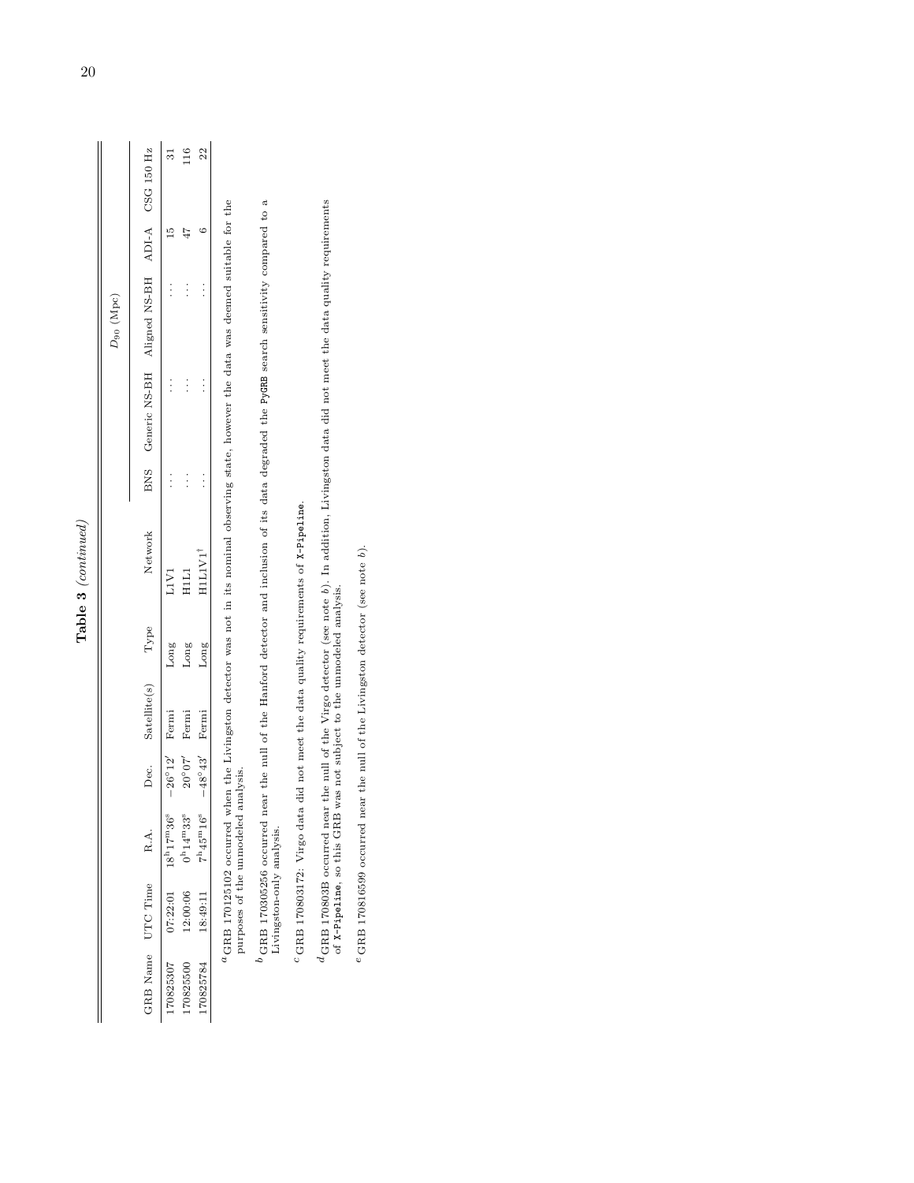**Table 3** *(continued)*

| GRB Name | UTC Time | R.A. | Dec. | Satellite(s) | Type | Network | $D_{90}$ (Mpc) | | | | |
|---|---|---|---|---|---|---|---|---|---|---|---|
| | | | | | | | BNS | Generic NS-BH | Aligned NS-BH | ADI-A | CSG 150 Hz |
| 170825307 | 07:22:01 | $18^{h}17^{m}36^{s}$ | $-26°12'$ | Fermi | Long | L1V1 | ... | ... | ... | 15 | 31 |
| 170825500 | 12:00:06 | $0^{h}14^{m}33^{s}$ | $20°07'$ | Fermi | Long | H1L1 | ... | ... | ... | 47 | 116 |
| 170825784 | 18:49:11 | $7^{h}45^{m}16^{s}$ | $-48°43'$ | Fermi | Long | H1L1V1$^{\dagger}$ | ... | ... | ... | 6 | 22 |

[a] GRB 170125102 occurred when the Livingston detector was not in its nominal observing state, however the data was deemed suitable for the purposes of the unmodeled analysis.

[b] GRB 170305256 occurred near the null of the Hanford detector and inclusion of its data degraded the PyGRB search sensitivity compared to a Livingston-only analysis.

[c] GRB 170803172: Virgo data did not meet the data quality requirements of X-Pipeline.

[d] GRB 170803B occurred near the null of the Virgo detector (see note *b*). In addition, Livingston data did not meet the data quality requirements of X-Pipeline, so this GRB was not subject to the unmodeled analysis.

[e] GRB 170816599 occurred near the null of the Livingston detector (see note *b*).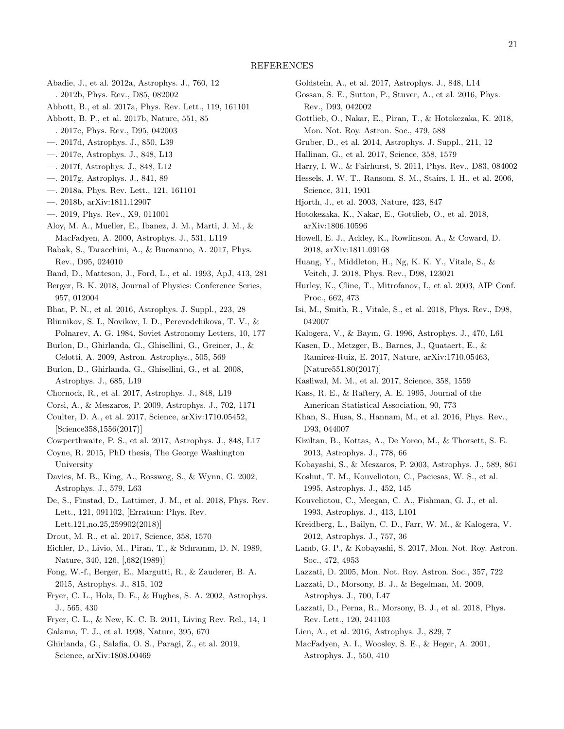# REFERENCES

Abadie, J., et al. 2012a, Astrophys. J., 760, 12

—. 2012b, Phys. Rev., D85, 082002

Abbott, B., et al. 2017a, Phys. Rev. Lett., 119, 161101

Abbott, B. P., et al. 2017b, Nature, 551, 85

—. 2017c, Phys. Rev., D95, 042003

—. 2017d, Astrophys. J., 850, L39

—. 2017e, Astrophys. J., 848, L13

—. 2017f, Astrophys. J., 848, L12

—. 2017g, Astrophys. J., 841, 89

—. 2018a, Phys. Rev. Lett., 121, 161101

—. 2018b, arXiv:1811.12907

—. 2019, Phys. Rev., X9, 011001

Aloy, M. A., Mueller, E., Ibanez, J. M., Marti, J. M., & MacFadyen, A. 2000, Astrophys. J., 531, L119

Babak, S., Taracchini, A., & Buonanno, A. 2017, Phys. Rev., D95, 024010

Band, D., Matteson, J., Ford, L., et al. 1993, ApJ, 413, 281

Berger, B. K. 2018, Journal of Physics: Conference Series, 957, 012004

Bhat, P. N., et al. 2016, Astrophys. J. Suppl., 223, 28

Blinnikov, S. I., Novikov, I. D., Perevodchikova, T. V., & Polnarev, A. G. 1984, Soviet Astronomy Letters, 10, 177

Burlon, D., Ghirlanda, G., Ghisellini, G., Greiner, J., & Celotti, A. 2009, Astron. Astrophys., 505, 569

Burlon, D., Ghirlanda, G., Ghisellini, G., et al. 2008, Astrophys. J., 685, L19

Chornock, R., et al. 2017, Astrophys. J., 848, L19

Corsi, A., & Meszaros, P. 2009, Astrophys. J., 702, 1171

Coulter, D. A., et al. 2017, Science, arXiv:1710.05452, [Science358,1556(2017)]

Cowperthwaite, P. S., et al. 2017, Astrophys. J., 848, L17

Coyne, R. 2015, PhD thesis, The George Washington University

Davies, M. B., King, A., Rosswog, S., & Wynn, G. 2002, Astrophys. J., 579, L63

De, S., Finstad, D., Lattimer, J. M., et al. 2018, Phys. Rev. Lett., 121, 091102, [Erratum: Phys. Rev. Lett.121,no.25,259902(2018)]

Drout, M. R., et al. 2017, Science, 358, 1570

Eichler, D., Livio, M., Piran, T., & Schramm, D. N. 1989, Nature, 340, 126, [,682(1989)]

Fong, W.-f., Berger, E., Margutti, R., & Zauderer, B. A. 2015, Astrophys. J., 815, 102

Fryer, C. L., Holz, D. E., & Hughes, S. A. 2002, Astrophys. J., 565, 430

Fryer, C. L., & New, K. C. B. 2011, Living Rev. Rel., 14, 1

Galama, T. J., et al. 1998, Nature, 395, 670

Ghirlanda, G., Salafia, O. S., Paragi, Z., et al. 2019, Science, arXiv:1808.00469

Goldstein, A., et al. 2017, Astrophys. J., 848, L14

Gossan, S. E., Sutton, P., Stuver, A., et al. 2016, Phys. Rev., D93, 042002

Gottlieb, O., Nakar, E., Piran, T., & Hotokezaka, K. 2018, Mon. Not. Roy. Astron. Soc., 479, 588

Gruber, D., et al. 2014, Astrophys. J. Suppl., 211, 12

Hallinan, G., et al. 2017, Science, 358, 1579

Harry, I. W., & Fairhurst, S. 2011, Phys. Rev., D83, 084002

Hessels, J. W. T., Ransom, S. M., Stairs, I. H., et al. 2006, Science, 311, 1901

Hjorth, J., et al. 2003, Nature, 423, 847

Hotokezaka, K., Nakar, E., Gottlieb, O., et al. 2018, arXiv:1806.10596

Howell, E. J., Ackley, K., Rowlinson, A., & Coward, D. 2018, arXiv:1811.09168

Huang, Y., Middleton, H., Ng, K. K. Y., Vitale, S., & Veitch, J. 2018, Phys. Rev., D98, 123021

Hurley, K., Cline, T., Mitrofanov, I., et al. 2003, AIP Conf. Proc., 662, 473

Isi, M., Smith, R., Vitale, S., et al. 2018, Phys. Rev., D98, 042007

Kalogera, V., & Baym, G. 1996, Astrophys. J., 470, L61

Kasen, D., Metzger, B., Barnes, J., Quataert, E., & Ramirez-Ruiz, E. 2017, Nature, arXiv:1710.05463, [Nature551,80(2017)]

Kasliwal, M. M., et al. 2017, Science, 358, 1559

Kass, R. E., & Raftery, A. E. 1995, Journal of the American Statistical Association, 90, 773

Khan, S., Husa, S., Hannam, M., et al. 2016, Phys. Rev., D93, 044007

Kiziltan, B., Kottas, A., De Yoreo, M., & Thorsett, S. E. 2013, Astrophys. J., 778, 66

Kobayashi, S., & Meszaros, P. 2003, Astrophys. J., 589, 861

Koshut, T. M., Kouveliotou, C., Paciesas, W. S., et al. 1995, Astrophys. J., 452, 145

Kouveliotou, C., Meegan, C. A., Fishman, G. J., et al. 1993, Astrophys. J., 413, L101

Kreidberg, L., Bailyn, C. D., Farr, W. M., & Kalogera, V. 2012, Astrophys. J., 757, 36

Lamb, G. P., & Kobayashi, S. 2017, Mon. Not. Roy. Astron. Soc., 472, 4953

Lazzati, D. 2005, Mon. Not. Roy. Astron. Soc., 357, 722

Lazzati, D., Morsony, B. J., & Begelman, M. 2009, Astrophys. J., 700, L47

Lazzati, D., Perna, R., Morsony, B. J., et al. 2018, Phys. Rev. Lett., 120, 241103

Lien, A., et al. 2016, Astrophys. J., 829, 7

MacFadyen, A. I., Woosley, S. E., & Heger, A. 2001, Astrophys. J., 550, 410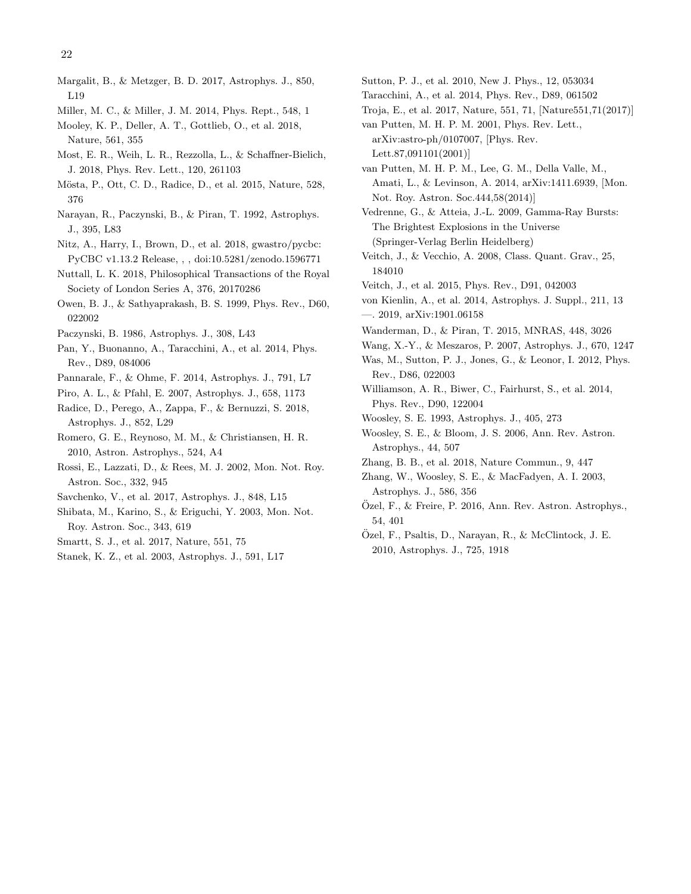Margalit, B., & Metzger, B. D. 2017, Astrophys. J., 850, L19

Miller, M. C., & Miller, J. M. 2014, Phys. Rept., 548, 1

Mooley, K. P., Deller, A. T., Gottlieb, O., et al. 2018, Nature, 561, 355

Most, E. R., Weih, L. R., Rezzolla, L., & Schaffner-Bielich, J. 2018, Phys. Rev. Lett., 120, 261103

Mösta, P., Ott, C. D., Radice, D., et al. 2015, Nature, 528, 376

Narayan, R., Paczynski, B., & Piran, T. 1992, Astrophys. J., 395, L83

Nitz, A., Harry, I., Brown, D., et al. 2018, gwastro/pycbc: PyCBC v1.13.2 Release, , , doi:10.5281/zenodo.1596771

Nuttall, L. K. 2018, Philosophical Transactions of the Royal Society of London Series A, 376, 20170286

Owen, B. J., & Sathyaprakash, B. S. 1999, Phys. Rev., D60, 022002

Paczynski, B. 1986, Astrophys. J., 308, L43

Pan, Y., Buonanno, A., Taracchini, A., et al. 2014, Phys. Rev., D89, 084006

Pannarale, F., & Ohme, F. 2014, Astrophys. J., 791, L7

Piro, A. L., & Pfahl, E. 2007, Astrophys. J., 658, 1173

Radice, D., Perego, A., Zappa, F., & Bernuzzi, S. 2018, Astrophys. J., 852, L29

Romero, G. E., Reynoso, M. M., & Christiansen, H. R. 2010, Astron. Astrophys., 524, A4

Rossi, E., Lazzati, D., & Rees, M. J. 2002, Mon. Not. Roy. Astron. Soc., 332, 945

Savchenko, V., et al. 2017, Astrophys. J., 848, L15

Shibata, M., Karino, S., & Eriguchi, Y. 2003, Mon. Not. Roy. Astron. Soc., 343, 619

Smartt, S. J., et al. 2017, Nature, 551, 75

Stanek, K. Z., et al. 2003, Astrophys. J., 591, L17

Sutton, P. J., et al. 2010, New J. Phys., 12, 053034

Taracchini, A., et al. 2014, Phys. Rev., D89, 061502

Troja, E., et al. 2017, Nature, 551, 71, [Nature551,71(2017)]

van Putten, M. H. P. M. 2001, Phys. Rev. Lett., arXiv:astro-ph/0107007, [Phys. Rev. Lett.87,091101(2001)]

van Putten, M. H. P. M., Lee, G. M., Della Valle, M., Amati, L., & Levinson, A. 2014, arXiv:1411.6939, [Mon. Not. Roy. Astron. Soc.444,58(2014)]

Vedrenne, G., & Atteia, J.-L. 2009, Gamma-Ray Bursts: The Brightest Explosions in the Universe (Springer-Verlag Berlin Heidelberg)

Veitch, J., & Vecchio, A. 2008, Class. Quant. Grav., 25, 184010

Veitch, J., et al. 2015, Phys. Rev., D91, 042003

von Kienlin, A., et al. 2014, Astrophys. J. Suppl., 211, 13

—. 2019, arXiv:1901.06158

Wanderman, D., & Piran, T. 2015, MNRAS, 448, 3026

Wang, X.-Y., & Meszaros, P. 2007, Astrophys. J., 670, 1247

Was, M., Sutton, P. J., Jones, G., & Leonor, I. 2012, Phys. Rev., D86, 022003

Williamson, A. R., Biwer, C., Fairhurst, S., et al. 2014, Phys. Rev., D90, 122004

Woosley, S. E. 1993, Astrophys. J., 405, 273

Woosley, S. E., & Bloom, J. S. 2006, Ann. Rev. Astron. Astrophys., 44, 507

Zhang, B. B., et al. 2018, Nature Commun., 9, 447

Zhang, W., Woosley, S. E., & MacFadyen, A. I. 2003, Astrophys. J., 586, 356

Özel, F., & Freire, P. 2016, Ann. Rev. Astron. Astrophys., 54, 401

Özel, F., Psaltis, D., Narayan, R., & McClintock, J. E. 2010, Astrophys. J., 725, 1918